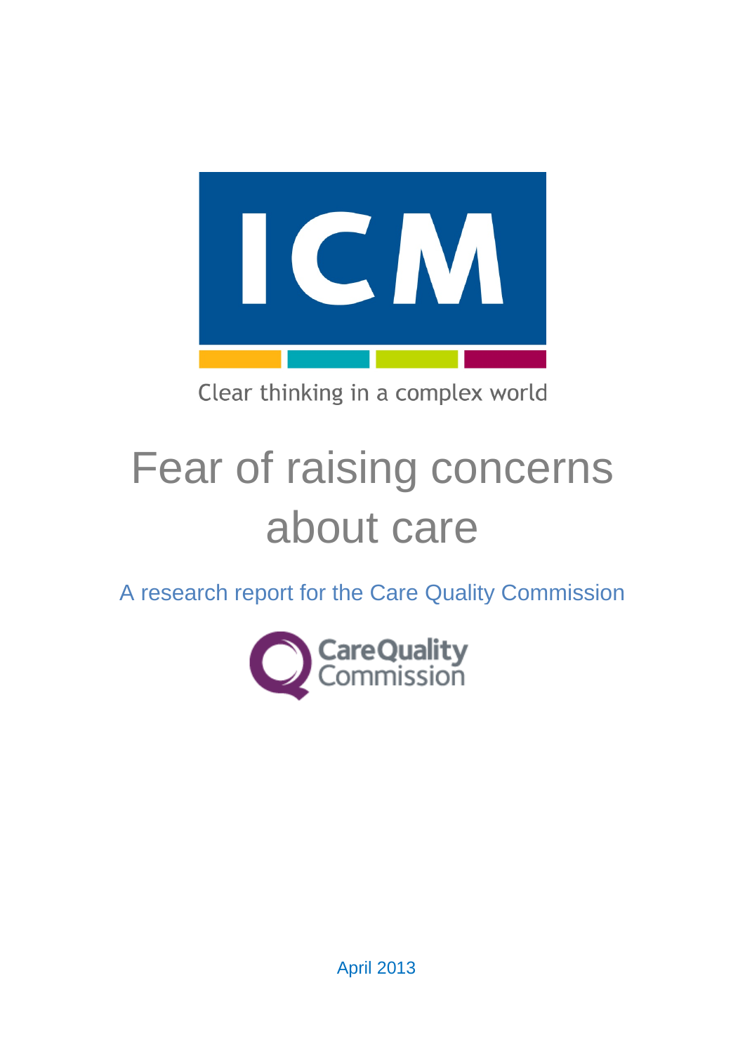ICM

Clear thinking in a complex world

# Fear of raising concerns about care

A research report for the Care Quality Commission

CareQuality Commission

April 2013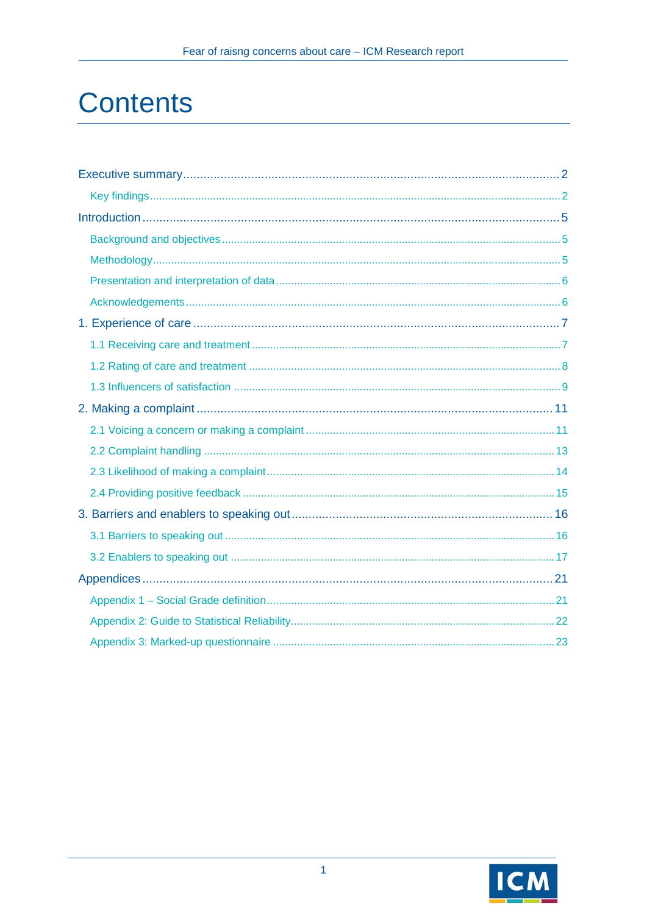# Contents

Executive summary ........................................................ 2

- Key findings ........................................................ 2

Introduction ........................................................ 5

- Background and objectives ........................................................ 5
- Methodology ........................................................ 5
- Presentation and interpretation of data ........................................................ 6
- Acknowledgements ........................................................ 6

1. Experience of care ........................................................ 7

- 1.1 Receiving care and treatment ........................................................ 7
- 1.2 Rating of care and treatment ........................................................ 8
- 1.3 Influencers of satisfaction ........................................................ 9

2. Making a complaint ........................................................ 11

- 2.1 Voicing a concern or making a complaint ........................................................ 11
- 2.2 Complaint handling ........................................................ 13
- 2.3 Likelihood of making a complaint ........................................................ 14
- 2.4 Providing positive feedback ........................................................ 15

3. Barriers and enablers to speaking out ........................................................ 16

- 3.1 Barriers to speaking out ........................................................ 16
- 3.2 Enablers to speaking out ........................................................ 17

Appendices ........................................................ 21

- Appendix 1 – Social Grade definition ........................................................ 21
- Appendix 2: Guide to Statistical Reliability ........................................................ 22
- Appendix 3: Marked-up questionnaire ........................................................ 23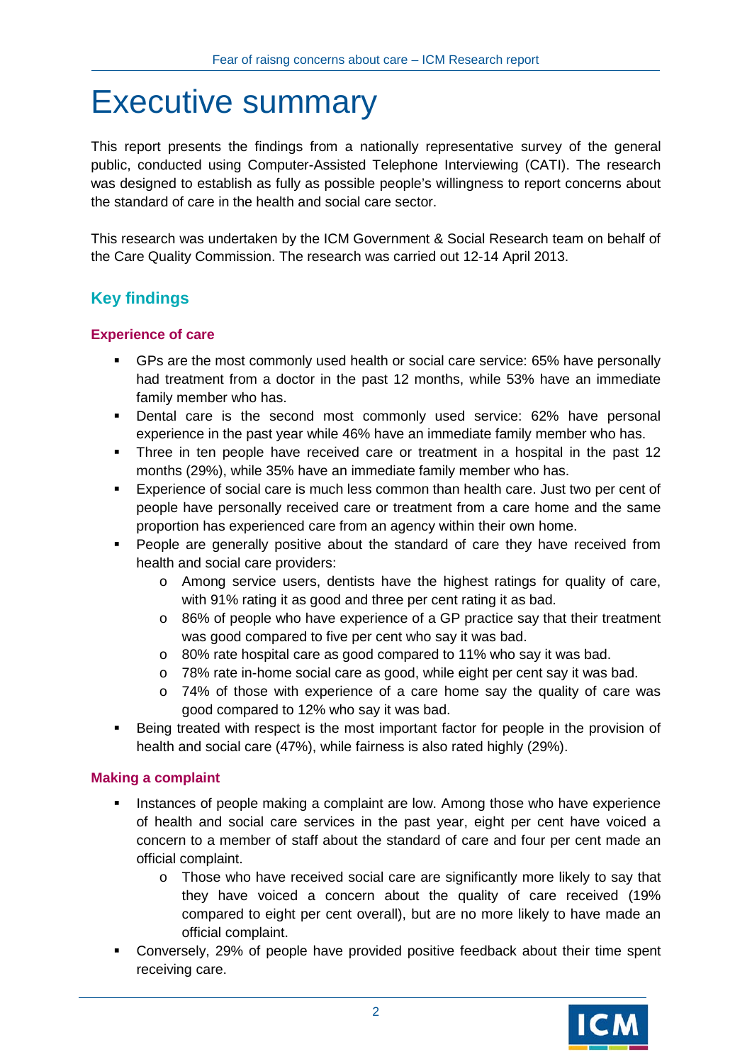# Executive summary

This report presents the findings from a nationally representative survey of the general public, conducted using Computer-Assisted Telephone Interviewing (CATI). The research was designed to establish as fully as possible people's willingness to report concerns about the standard of care in the health and social care sector.

This research was undertaken by the ICM Government & Social Research team on behalf of the Care Quality Commission. The research was carried out 12-14 April 2013.

## Key findings

### Experience of care

- GPs are the most commonly used health or social care service: 65% have personally had treatment from a doctor in the past 12 months, while 53% have an immediate family member who has.
- Dental care is the second most commonly used service: 62% have personal experience in the past year while 46% have an immediate family member who has.
- Three in ten people have received care or treatment in a hospital in the past 12 months (29%), while 35% have an immediate family member who has.
- Experience of social care is much less common than health care. Just two per cent of people have personally received care or treatment from a care home and the same proportion has experienced care from an agency within their own home.
- People are generally positive about the standard of care they have received from health and social care providers:
  - Among service users, dentists have the highest ratings for quality of care, with 91% rating it as good and three per cent rating it as bad.
  - 86% of people who have experience of a GP practice say that their treatment was good compared to five per cent who say it was bad.
  - 80% rate hospital care as good compared to 11% who say it was bad.
  - 78% rate in-home social care as good, while eight per cent say it was bad.
  - 74% of those with experience of a care home say the quality of care was good compared to 12% who say it was bad.
- Being treated with respect is the most important factor for people in the provision of health and social care (47%), while fairness is also rated highly (29%).

### Making a complaint

- Instances of people making a complaint are low. Among those who have experience of health and social care services in the past year, eight per cent have voiced a concern to a member of staff about the standard of care and four per cent made an official complaint.
  - Those who have received social care are significantly more likely to say that they have voiced a concern about the quality of care received (19% compared to eight per cent overall), but are no more likely to have made an official complaint.
- Conversely, 29% of people have provided positive feedback about their time spent receiving care.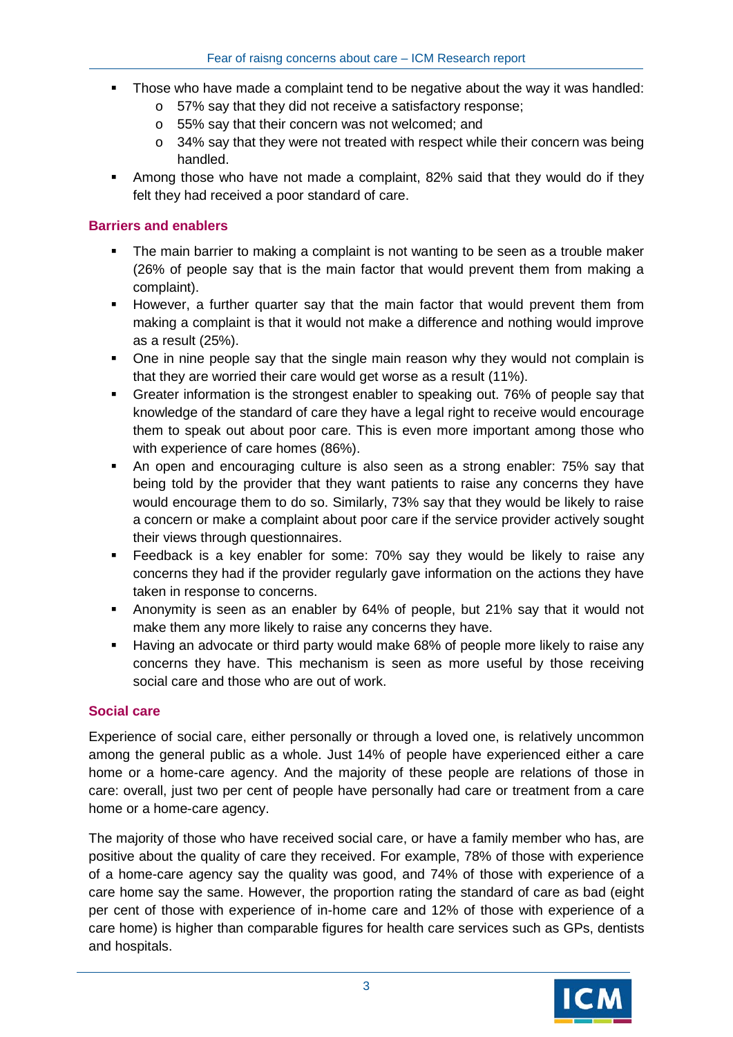- Those who have made a complaint tend to be negative about the way it was handled:
  - 57% say that they did not receive a satisfactory response;
  - 55% say that their concern was not welcomed; and
  - 34% say that they were not treated with respect while their concern was being handled.
- Among those who have not made a complaint, 82% said that they would do if they felt they had received a poor standard of care.

### Barriers and enablers

- The main barrier to making a complaint is not wanting to be seen as a trouble maker (26% of people say that is the main factor that would prevent them from making a complaint).
- However, a further quarter say that the main factor that would prevent them from making a complaint is that it would not make a difference and nothing would improve as a result (25%).
- One in nine people say that the single main reason why they would not complain is that they are worried their care would get worse as a result (11%).
- Greater information is the strongest enabler to speaking out. 76% of people say that knowledge of the standard of care they have a legal right to receive would encourage them to speak out about poor care. This is even more important among those who with experience of care homes (86%).
- An open and encouraging culture is also seen as a strong enabler: 75% say that being told by the provider that they want patients to raise any concerns they have would encourage them to do so. Similarly, 73% say that they would be likely to raise a concern or make a complaint about poor care if the service provider actively sought their views through questionnaires.
- Feedback is a key enabler for some: 70% say they would be likely to raise any concerns they had if the provider regularly gave information on the actions they have taken in response to concerns.
- Anonymity is seen as an enabler by 64% of people, but 21% say that it would not make them any more likely to raise any concerns they have.
- Having an advocate or third party would make 68% of people more likely to raise any concerns they have. This mechanism is seen as more useful by those receiving social care and those who are out of work.

### Social care

Experience of social care, either personally or through a loved one, is relatively uncommon among the general public as a whole. Just 14% of people have experienced either a care home or a home-care agency. And the majority of these people are relations of those in care: overall, just two per cent of people have personally had care or treatment from a care home or a home-care agency.

The majority of those who have received social care, or have a family member who has, are positive about the quality of care they received. For example, 78% of those with experience of a home-care agency say the quality was good, and 74% of those with experience of a care home say the same. However, the proportion rating the standard of care as bad (eight per cent of those with experience of in-home care and 12% of those with experience of a care home) is higher than comparable figures for health care services such as GPs, dentists and hospitals.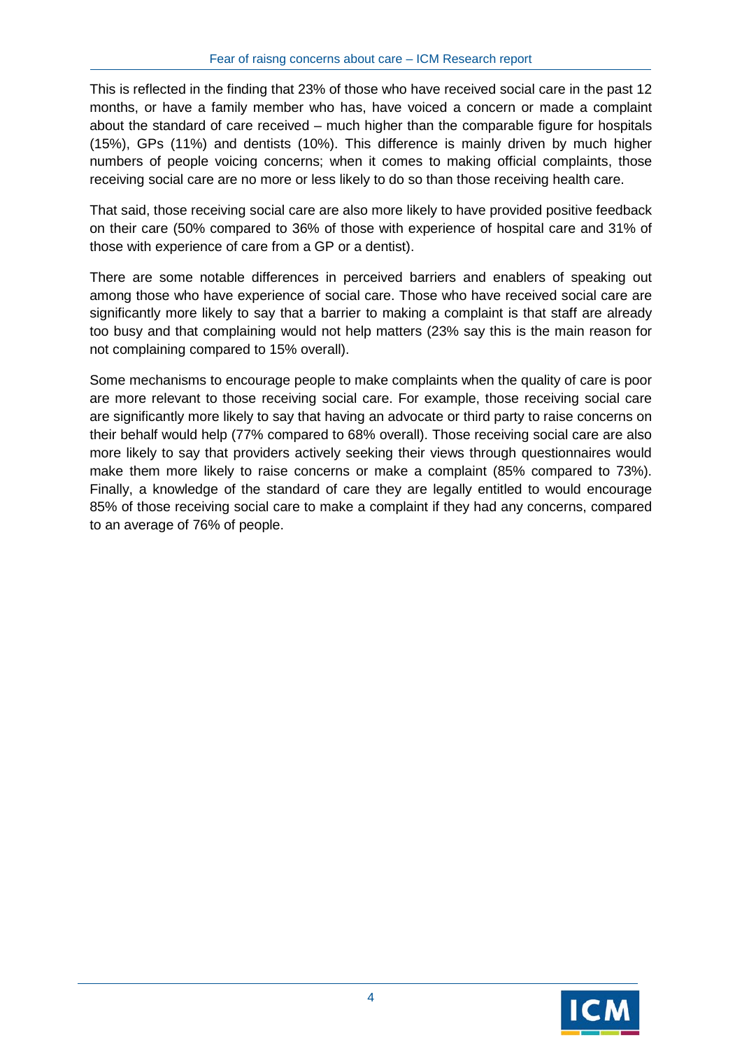This is reflected in the finding that 23% of those who have received social care in the past 12 months, or have a family member who has, have voiced a concern or made a complaint about the standard of care received – much higher than the comparable figure for hospitals (15%), GPs (11%) and dentists (10%). This difference is mainly driven by much higher numbers of people voicing concerns; when it comes to making official complaints, those receiving social care are no more or less likely to do so than those receiving health care.

That said, those receiving social care are also more likely to have provided positive feedback on their care (50% compared to 36% of those with experience of hospital care and 31% of those with experience of care from a GP or a dentist).

There are some notable differences in perceived barriers and enablers of speaking out among those who have experience of social care. Those who have received social care are significantly more likely to say that a barrier to making a complaint is that staff are already too busy and that complaining would not help matters (23% say this is the main reason for not complaining compared to 15% overall).

Some mechanisms to encourage people to make complaints when the quality of care is poor are more relevant to those receiving social care. For example, those receiving social care are significantly more likely to say that having an advocate or third party to raise concerns on their behalf would help (77% compared to 68% overall). Those receiving social care are also more likely to say that providers actively seeking their views through questionnaires would make them more likely to raise concerns or make a complaint (85% compared to 73%). Finally, a knowledge of the standard of care they are legally entitled to would encourage 85% of those receiving social care to make a complaint if they had any concerns, compared to an average of 76% of people.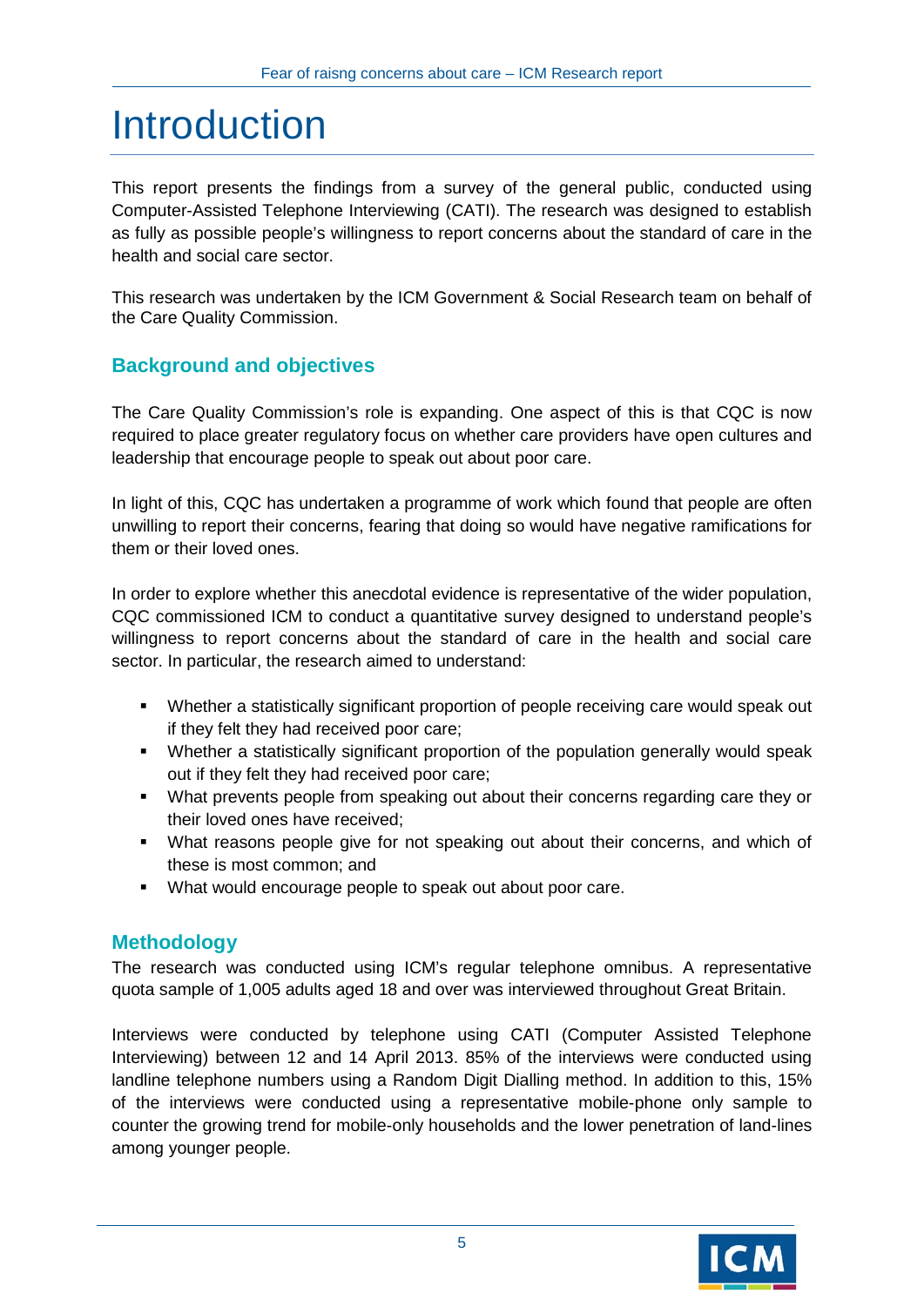# Introduction

This report presents the findings from a survey of the general public, conducted using Computer-Assisted Telephone Interviewing (CATI). The research was designed to establish as fully as possible people's willingness to report concerns about the standard of care in the health and social care sector.

This research was undertaken by the ICM Government & Social Research team on behalf of the Care Quality Commission.

## Background and objectives

The Care Quality Commission's role is expanding. One aspect of this is that CQC is now required to place greater regulatory focus on whether care providers have open cultures and leadership that encourage people to speak out about poor care.

In light of this, CQC has undertaken a programme of work which found that people are often unwilling to report their concerns, fearing that doing so would have negative ramifications for them or their loved ones.

In order to explore whether this anecdotal evidence is representative of the wider population, CQC commissioned ICM to conduct a quantitative survey designed to understand people's willingness to report concerns about the standard of care in the health and social care sector. In particular, the research aimed to understand:

- Whether a statistically significant proportion of people receiving care would speak out if they felt they had received poor care;
- Whether a statistically significant proportion of the population generally would speak out if they felt they had received poor care;
- What prevents people from speaking out about their concerns regarding care they or their loved ones have received;
- What reasons people give for not speaking out about their concerns, and which of these is most common; and
- What would encourage people to speak out about poor care.

## Methodology

The research was conducted using ICM's regular telephone omnibus. A representative quota sample of 1,005 adults aged 18 and over was interviewed throughout Great Britain.

Interviews were conducted by telephone using CATI (Computer Assisted Telephone Interviewing) between 12 and 14 April 2013. 85% of the interviews were conducted using landline telephone numbers using a Random Digit Dialling method. In addition to this, 15% of the interviews were conducted using a representative mobile-phone only sample to counter the growing trend for mobile-only households and the lower penetration of land-lines among younger people.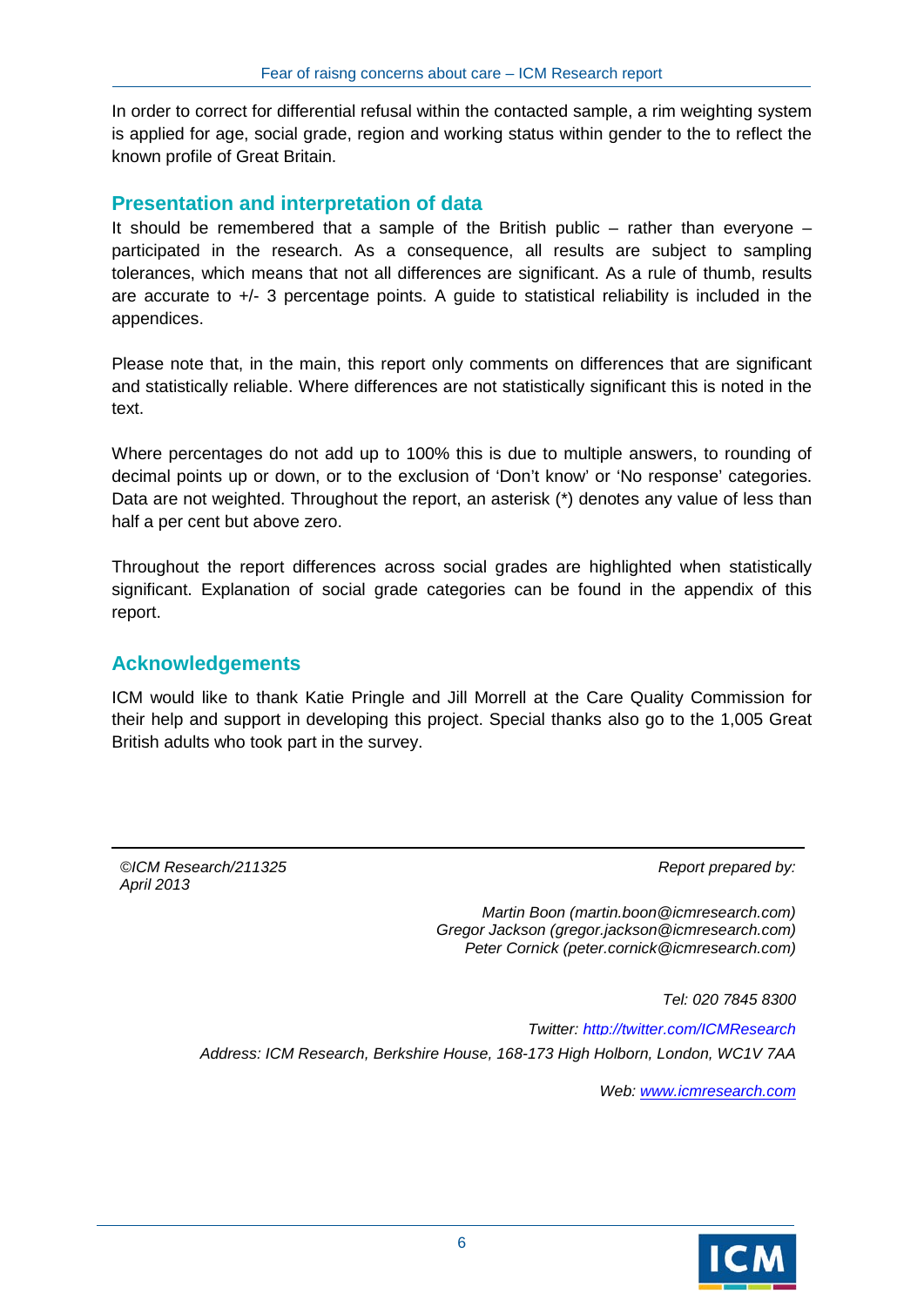In order to correct for differential refusal within the contacted sample, a rim weighting system is applied for age, social grade, region and working status within gender to the to reflect the known profile of Great Britain.

## Presentation and interpretation of data

It should be remembered that a sample of the British public – rather than everyone – participated in the research. As a consequence, all results are subject to sampling tolerances, which means that not all differences are significant. As a rule of thumb, results are accurate to +/- 3 percentage points. A guide to statistical reliability is included in the appendices.

Please note that, in the main, this report only comments on differences that are significant and statistically reliable. Where differences are not statistically significant this is noted in the text.

Where percentages do not add up to 100% this is due to multiple answers, to rounding of decimal points up or down, or to the exclusion of 'Don't know' or 'No response' categories. Data are not weighted. Throughout the report, an asterisk (*) denotes any value of less than half a per cent but above zero.

Throughout the report differences across social grades are highlighted when statistically significant. Explanation of social grade categories can be found in the appendix of this report.

## Acknowledgements

ICM would like to thank Katie Pringle and Jill Morrell at the Care Quality Commission for their help and support in developing this project. Special thanks also go to the 1,005 Great British adults who took part in the survey.

---

*©ICM Research/211325*
*April 2013*

*Report prepared by:*

*Martin Boon (martin.boon@icmresearch.com)*
*Gregor Jackson (gregor.jackson@icmresearch.com)*
*Peter Cornick (peter.cornick@icmresearch.com)*

*Tel: 020 7845 8300*

*Twitter: http://twitter.com/ICMResearch*

*Address: ICM Research, Berkshire House, 168-173 High Holborn, London, WC1V 7AA*

*Web: www.icmresearch.com*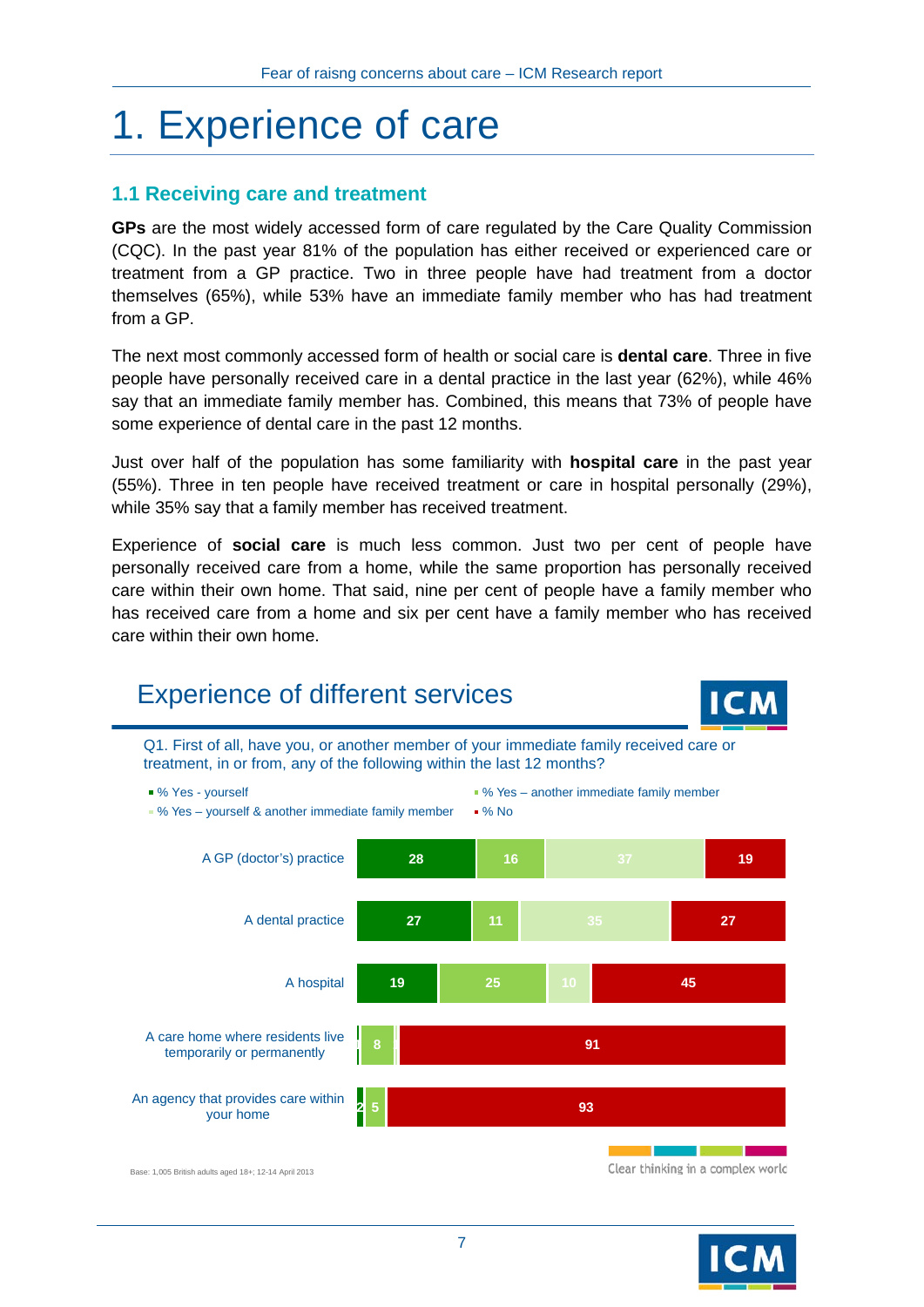# 1. Experience of care

## 1.1 Receiving care and treatment

**GPs** are the most widely accessed form of care regulated by the Care Quality Commission (CQC). In the past year 81% of the population has either received or experienced care or treatment from a GP practice. Two in three people have had treatment from a doctor themselves (65%), while 53% have an immediate family member who has had treatment from a GP.

The next most commonly accessed form of health or social care is **dental care**. Three in five people have personally received care in a dental practice in the last year (62%), while 46% say that an immediate family member has. Combined, this means that 73% of people have some experience of dental care in the past 12 months.

Just over half of the population has some familiarity with **hospital care** in the past year (55%). Three in ten people have received treatment or care in hospital personally (29%), while 35% say that a family member has received treatment.

Experience of **social care** is much less common. Just two per cent of people have personally received care from a home, while the same proportion has personally received care within their own home. That said, nine per cent of people have a family member who has received care from a home and six per cent have a family member who has received care within their own home.

### Experience of different services

Q1. First of all, have you, or another member of your immediate family received care or treatment, in or from, any of the following within the last 12 months?

| | % Yes - yourself | % Yes – another immediate family member | % Yes – yourself & another immediate family member | % No |
|---|---|---|---|---|
| A GP (doctor's) practice | 28 | 16 | 37 | 19 |
| A dental practice | 27 | 11 | 35 | 27 |
| A hospital | 19 | 25 | 10 | 45 |
| A care home where residents live temporarily or permanently | | 8 | | 91 |
| An agency that provides care within your home | 2 | 5 | | 93 |

Base: 1,005 British adults aged 18+; 12-14 April 2013

Clear thinking in a complex world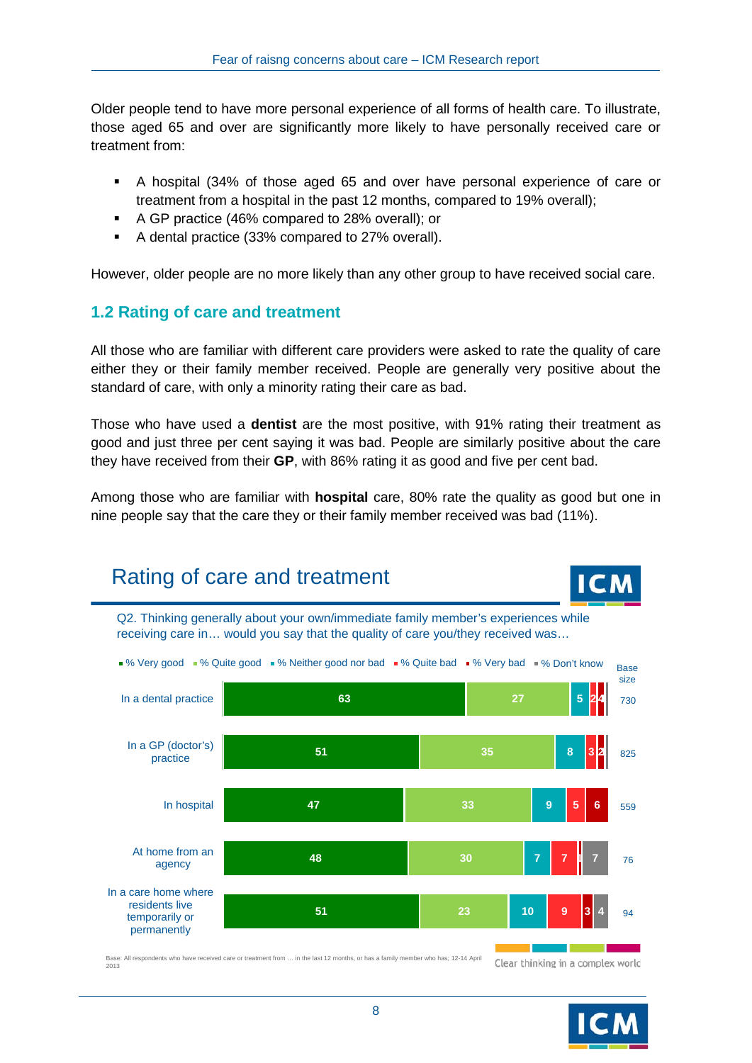Older people tend to have more personal experience of all forms of health care. To illustrate, those aged 65 and over are significantly more likely to have personally received care or treatment from:

- A hospital (34% of those aged 65 and over have personal experience of care or treatment from a hospital in the past 12 months, compared to 19% overall);
- A GP practice (46% compared to 28% overall); or
- A dental practice (33% compared to 27% overall).

However, older people are no more likely than any other group to have received social care.

## 1.2 Rating of care and treatment

All those who are familiar with different care providers were asked to rate the quality of care either they or their family member received. People are generally very positive about the standard of care, with only a minority rating their care as bad.

Those who have used a **dentist** are the most positive, with 91% rating their treatment as good and just three per cent saying it was bad. People are similarly positive about the care they have received from their **GP**, with 86% rating it as good and five per cent bad.

Among those who are familiar with **hospital** care, 80% rate the quality as good but one in nine people say that the care they or their family member received was bad (11%).

### Rating of care and treatment

Q2. Thinking generally about your own/immediate family member's experiences while receiving care in… would you say that the quality of care you/they received was…

| | % Very good | % Quite good | % Neither good nor bad | % Quite bad | % Very bad | % Don't know | Base size |
|---|---|---|---|---|---|---|---|
| In a dental practice | 63 | 27 | 5 | 2 | 1 | 4 | 730 |
| In a GP (doctor's) practice | 51 | 35 | 8 | 3 | 2 | | 825 |
| In hospital | 47 | 33 | 9 | 5 | 6 | | 559 |
| At home from an agency | 48 | 30 | 7 | 7 | 1 | 7 | 76 |
| In a care home where residents live temporarily or permanently | 51 | 23 | 10 | 9 | 3 | 4 | 94 |

Base: All respondents who have received care or treatment from … in the last 12 months, or has a family member who has; 12-14 April 2013

Clear thinking in a complex world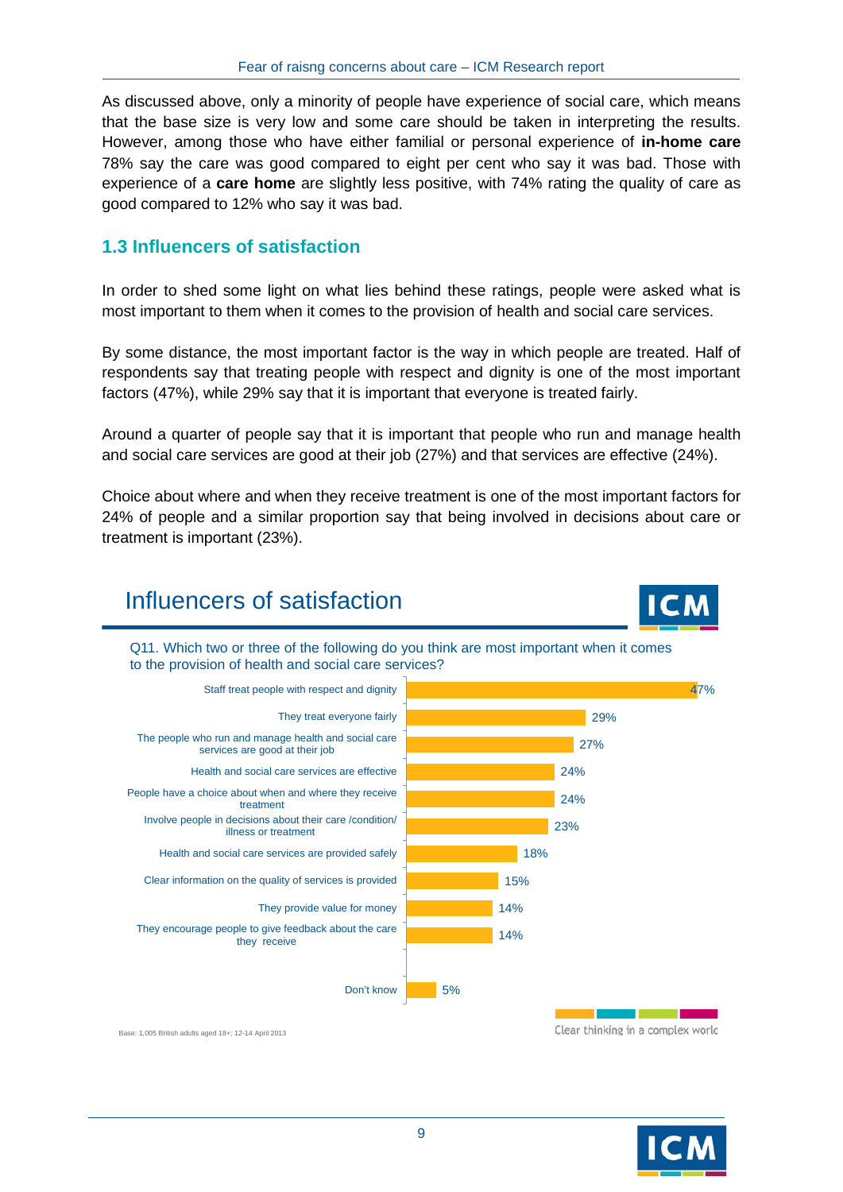As discussed above, only a minority of people have experience of social care, which means that the base size is very low and some care should be taken in interpreting the results. However, among those who have either familial or personal experience of **in-home care** 78% say the care was good compared to eight per cent who say it was bad. Those with experience of a **care home** are slightly less positive, with 74% rating the quality of care as good compared to 12% who say it was bad.

### 1.3 Influencers of satisfaction

In order to shed some light on what lies behind these ratings, people were asked what is most important to them when it comes to the provision of health and social care services.

By some distance, the most important factor is the way in which people are treated. Half of respondents say that treating people with respect and dignity is one of the most important factors (47%), while 29% say that it is important that everyone is treated fairly.

Around a quarter of people say that it is important that people who run and manage health and social care services are good at their job (27%) and that services are effective (24%).

Choice about where and when they receive treatment is one of the most important factors for 24% of people and a similar proportion say that being involved in decisions about care or treatment is important (23%).

## Influencers of satisfaction

Q11. Which two or three of the following do you think are most important when it comes to the provision of health and social care services?

| Factor | % |
|---|---|
| Staff treat people with respect and dignity | 47% |
| They treat everyone fairly | 29% |
| The people who run and manage health and social care services are good at their job | 27% |
| Health and social care services are effective | 24% |
| People have a choice about when and where they receive treatment | 24% |
| Involve people in decisions about their care /condition/ illness or treatment | 23% |
| Health and social care services are provided safely | 18% |
| Clear information on the quality of services is provided | 15% |
| They provide value for money | 14% |
| They encourage people to give feedback about the care they receive | 14% |
| Don't know | 5% |

Base: 1,005 British adults aged 18+; 12-14 April 2013

Clear thinking in a complex world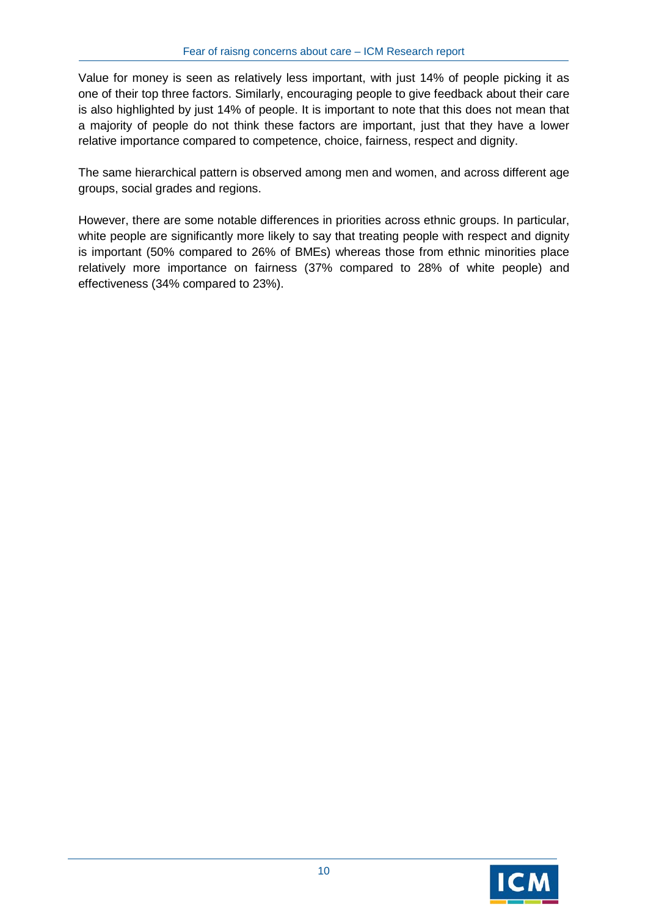Value for money is seen as relatively less important, with just 14% of people picking it as one of their top three factors. Similarly, encouraging people to give feedback about their care is also highlighted by just 14% of people. It is important to note that this does not mean that a majority of people do not think these factors are important, just that they have a lower relative importance compared to competence, choice, fairness, respect and dignity.

The same hierarchical pattern is observed among men and women, and across different age groups, social grades and regions.

However, there are some notable differences in priorities across ethnic groups. In particular, white people are significantly more likely to say that treating people with respect and dignity is important (50% compared to 26% of BMEs) whereas those from ethnic minorities place relatively more importance on fairness (37% compared to 28% of white people) and effectiveness (34% compared to 23%).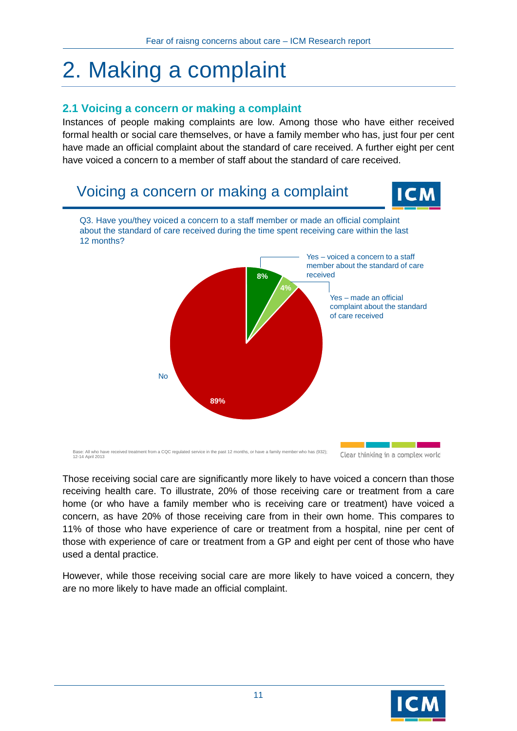# 2. Making a complaint

## 2.1 Voicing a concern or making a complaint

Instances of people making complaints are low. Among those who have either received formal health or social care themselves, or have a family member who has, just four per cent have made an official complaint about the standard of care received. A further eight per cent have voiced a concern to a member of staff about the standard of care received.

### Voicing a concern or making a complaint

Q3. Have you/they voiced a concern to a staff member or made an official complaint about the standard of care received during the time spent receiving care within the last 12 months?

| Response | % |
| --- | --- |
| Yes – voiced a concern to a staff member about the standard of care received | 8% |
| Yes – made an official complaint about the standard of care received | 4% |
| No | 89% |

Base: All who have received treatment from a CQC regulated service in the past 12 months, or have a family member who has (932); 12-14 April 2013

Those receiving social care are significantly more likely to have voiced a concern than those receiving health care. To illustrate, 20% of those receiving care or treatment from a care home (or who have a family member who is receiving care or treatment) have voiced a concern, as have 20% of those receiving care from in their own home. This compares to 11% of those who have experience of care or treatment from a hospital, nine per cent of those with experience of care or treatment from a GP and eight per cent of those who have used a dental practice.

However, while those receiving social care are more likely to have voiced a concern, they are no more likely to have made an official complaint.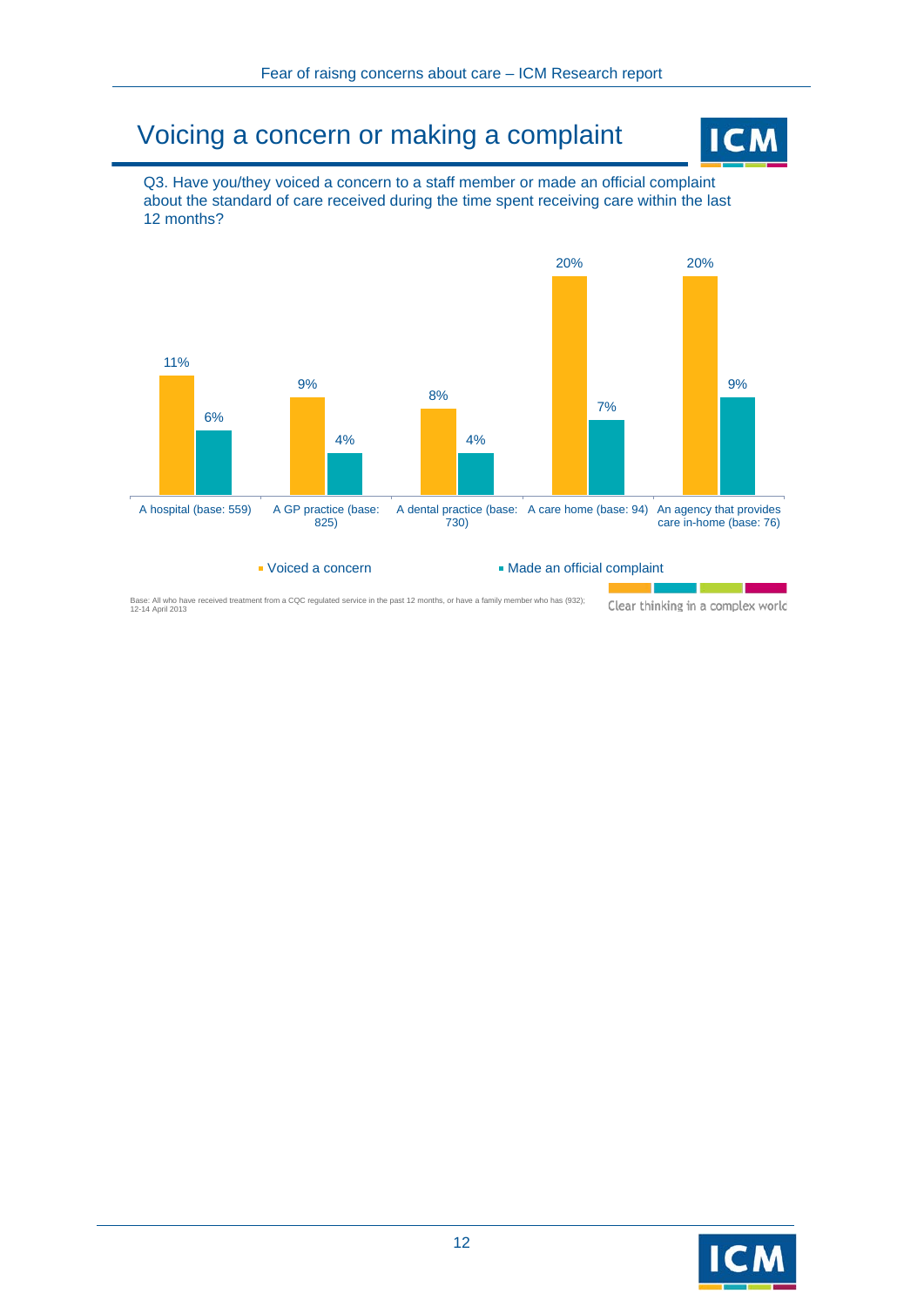# Voicing a concern or making a complaint

Q3. Have you/they voiced a concern to a staff member or made an official complaint about the standard of care received during the time spent receiving care within the last 12 months?

| | Voiced a concern | Made an official complaint |
|---|---|---|
| A hospital (base: 559) | 11% | 6% |
| A GP practice (base: 825) | 9% | 4% |
| A dental practice (base: 730) | 8% | 4% |
| A care home (base: 94) | 20% | 7% |
| An agency that provides care in-home (base: 76) | 20% | 9% |

Base: All who have received treatment from a CQC regulated service in the past 12 months, or have a family member who has (932); 12-14 April 2013

Clear thinking in a complex world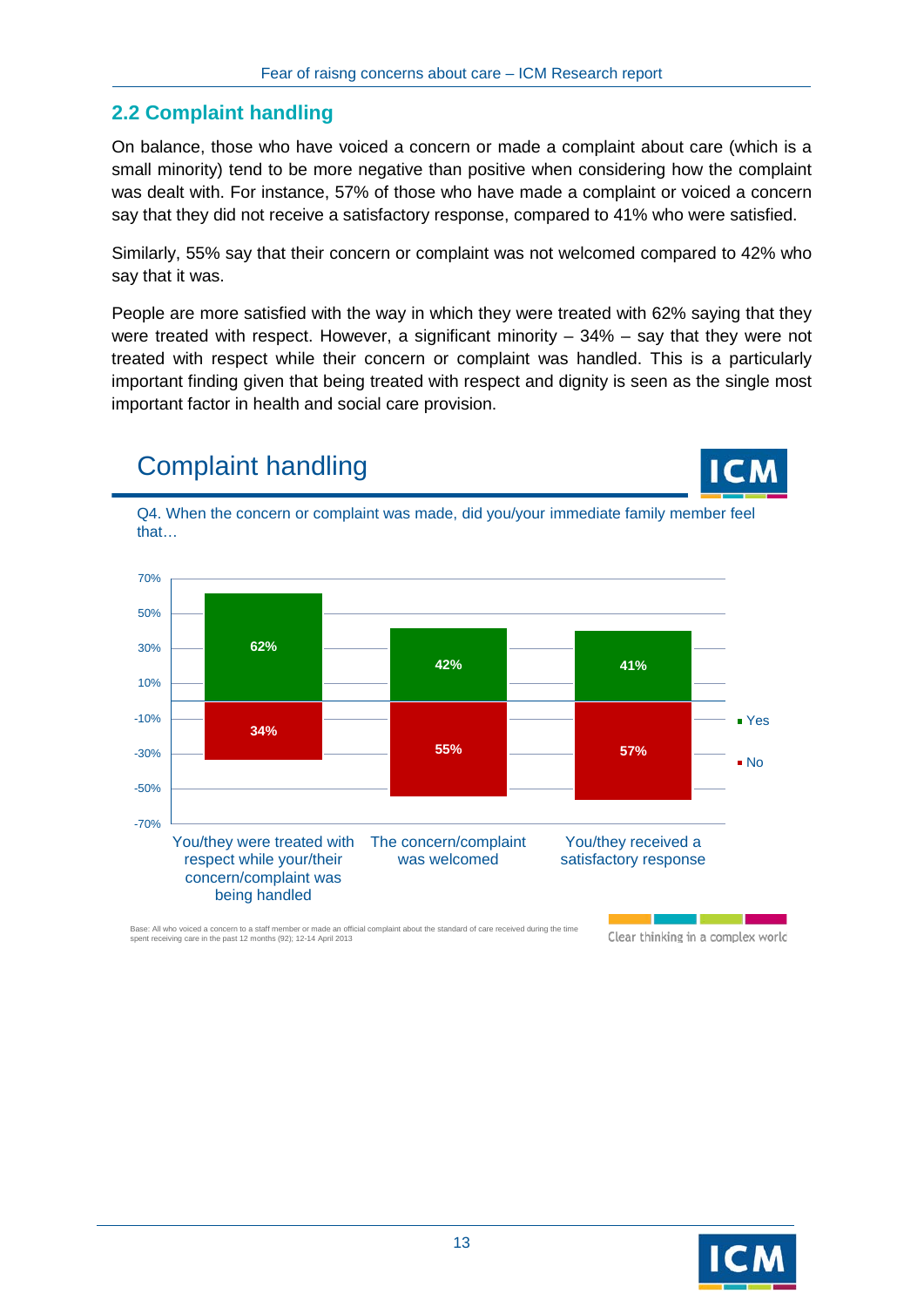## 2.2 Complaint handling

On balance, those who have voiced a concern or made a complaint about care (which is a small minority) tend to be more negative than positive when considering how the complaint was dealt with. For instance, 57% of those who have made a complaint or voiced a concern say that they did not receive a satisfactory response, compared to 41% who were satisfied.

Similarly, 55% say that their concern or complaint was not welcomed compared to 42% who say that it was.

People are more satisfied with the way in which they were treated with 62% saying that they were treated with respect. However, a significant minority – 34% – say that they were not treated with respect while their concern or complaint was handled. This is a particularly important finding given that being treated with respect and dignity is seen as the single most important factor in health and social care provision.

### Complaint handling

Q4. When the concern or complaint was made, did you/your immediate family member feel that…

| | Yes | No |
|---|---|---|
| You/they were treated with respect while your/their concern/complaint was being handled | 62% | 34% |
| The concern/complaint was welcomed | 42% | 55% |
| You/they received a satisfactory response | 41% | 57% |

Base: All who voiced a concern to a staff member or made an official complaint about the standard of care received during the time spent receiving care in the past 12 months (92); 12-14 April 2013

Clear thinking in a complex world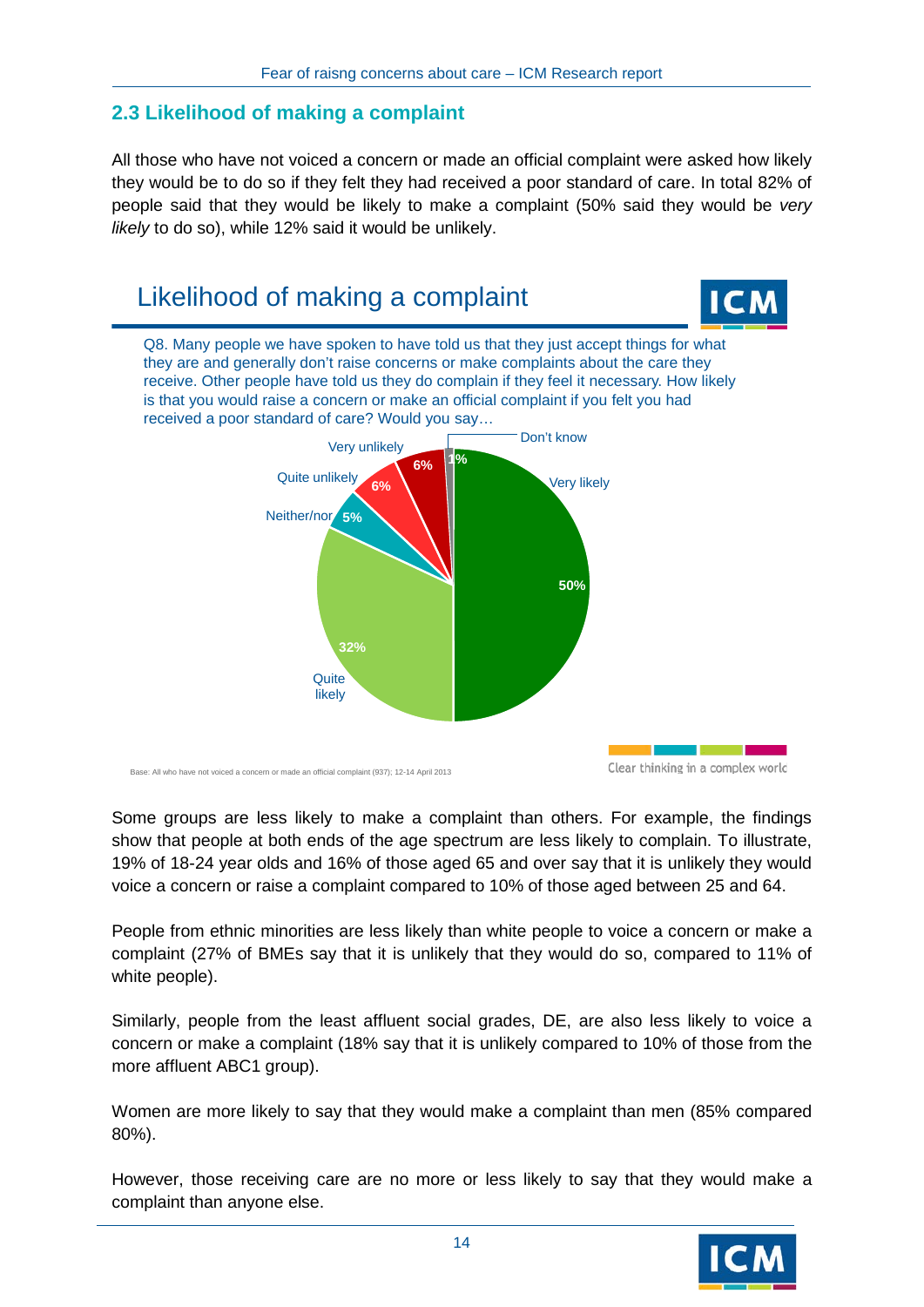## 2.3 Likelihood of making a complaint

All those who have not voiced a concern or made an official complaint were asked how likely they would be to do so if they felt they had received a poor standard of care. In total 82% of people said that they would be likely to make a complaint (50% said they would be *very likely* to do so), while 12% said it would be unlikely.

# Likelihood of making a complaint

Q8. Many people we have spoken to have told us that they just accept things for what they are and generally don't raise concerns or make complaints about the care they receive. Other people have told us they do complain if they feel it necessary. How likely is that you would raise a concern or make an official complaint if you felt you had received a poor standard of care? Would you say…

| Response | % |
|---|---|
| Very likely | 50% |
| Quite likely | 32% |
| Neither/nor | 5% |
| Quite unlikely | 6% |
| Very unlikely | 6% |
| Don't know | 1% |

Base: All who have not voiced a concern or made an official complaint (937); 12-14 April 2013

Clear thinking in a complex world

Some groups are less likely to make a complaint than others. For example, the findings show that people at both ends of the age spectrum are less likely to complain. To illustrate, 19% of 18-24 year olds and 16% of those aged 65 and over say that it is unlikely they would voice a concern or raise a complaint compared to 10% of those aged between 25 and 64.

People from ethnic minorities are less likely than white people to voice a concern or make a complaint (27% of BMEs say that it is unlikely that they would do so, compared to 11% of white people).

Similarly, people from the least affluent social grades, DE, are also less likely to voice a concern or make a complaint (18% say that it is unlikely compared to 10% of those from the more affluent ABC1 group).

Women are more likely to say that they would make a complaint than men (85% compared 80%).

However, those receiving care are no more or less likely to say that they would make a complaint than anyone else.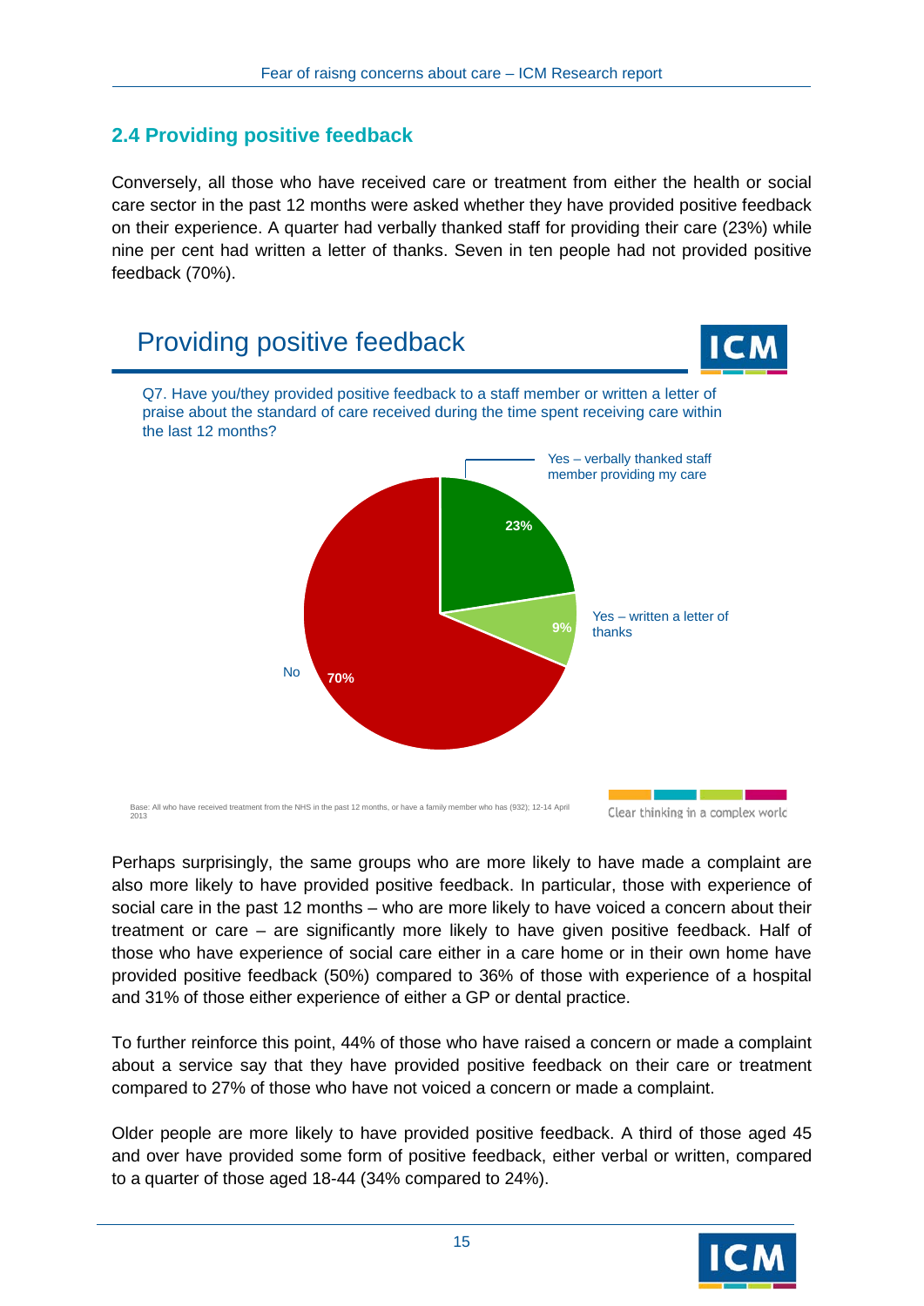## 2.4 Providing positive feedback

Conversely, all those who have received care or treatment from either the health or social care sector in the past 12 months were asked whether they have provided positive feedback on their experience. A quarter had verbally thanked staff for providing their care (23%) while nine per cent had written a letter of thanks. Seven in ten people had not provided positive feedback (70%).

### Providing positive feedback

Q7. Have you/they provided positive feedback to a staff member or written a letter of praise about the standard of care received during the time spent receiving care within the last 12 months?

| Response | % |
|---|---|
| Yes – verbally thanked staff member providing my care | 23% |
| Yes – written a letter of thanks | 9% |
| No | 70% |

Base: All who have received treatment from the NHS in the past 12 months, or have a family member who has (932); 12-14 April 2013

Clear thinking in a complex world

Perhaps surprisingly, the same groups who are more likely to have made a complaint are also more likely to have provided positive feedback. In particular, those with experience of social care in the past 12 months – who are more likely to have voiced a concern about their treatment or care – are significantly more likely to have given positive feedback. Half of those who have experience of social care either in a care home or in their own home have provided positive feedback (50%) compared to 36% of those with experience of a hospital and 31% of those either experience of either a GP or dental practice.

To further reinforce this point, 44% of those who have raised a concern or made a complaint about a service say that they have provided positive feedback on their care or treatment compared to 27% of those who have not voiced a concern or made a complaint.

Older people are more likely to have provided positive feedback. A third of those aged 45 and over have provided some form of positive feedback, either verbal or written, compared to a quarter of those aged 18-44 (34% compared to 24%).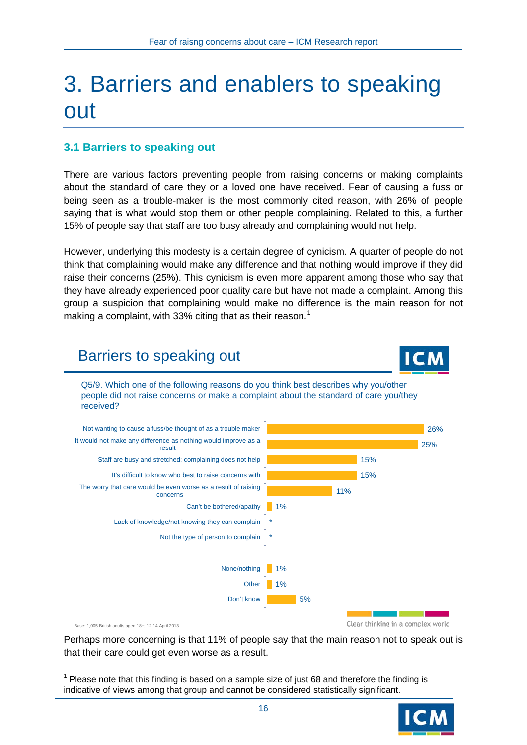# 3. Barriers and enablers to speaking out

## 3.1 Barriers to speaking out

There are various factors preventing people from raising concerns or making complaints about the standard of care they or a loved one have received. Fear of causing a fuss or being seen as a trouble-maker is the most commonly cited reason, with 26% of people saying that is what would stop them or other people complaining. Related to this, a further 15% of people say that staff are too busy already and complaining would not help.

However, underlying this modesty is a certain degree of cynicism. A quarter of people do not think that complaining would make any difference and that nothing would improve if they did raise their concerns (25%). This cynicism is even more apparent among those who say that they have already experienced poor quality care but have not made a complaint. Among this group a suspicion that complaining would make no difference is the main reason for not making a complaint, with 33% citing that as their reason.[1]

### Barriers to speaking out

Q5/9. Which one of the following reasons do you think best describes why you/other people did not raise concerns or make a complaint about the standard of care you/they received?

| Reason | % |
| --- | --- |
| Not wanting to cause a fuss/be thought of as a trouble maker | 26% |
| It would not make any difference as nothing would improve as a result | 25% |
| Staff are busy and stretched; complaining does not help | 15% |
| It's difficult to know who best to raise concerns with | 15% |
| The worry that care would be even worse as a result of raising concerns | 11% |
| Can't be bothered/apathy | 1% |
| Lack of knowledge/not knowing they can complain | * |
| Not the type of person to complain | * |
| None/nothing | 1% |
| Other | 1% |
| Don't know | 5% |

Base: 1,005 British adults aged 18+; 12-14 April 2013

Perhaps more concerning is that 11% of people say that the main reason not to speak out is that their care could get even worse as a result.

[1] Please note that this finding is based on a sample size of just 68 and therefore the finding is indicative of views among that group and cannot be considered statistically significant.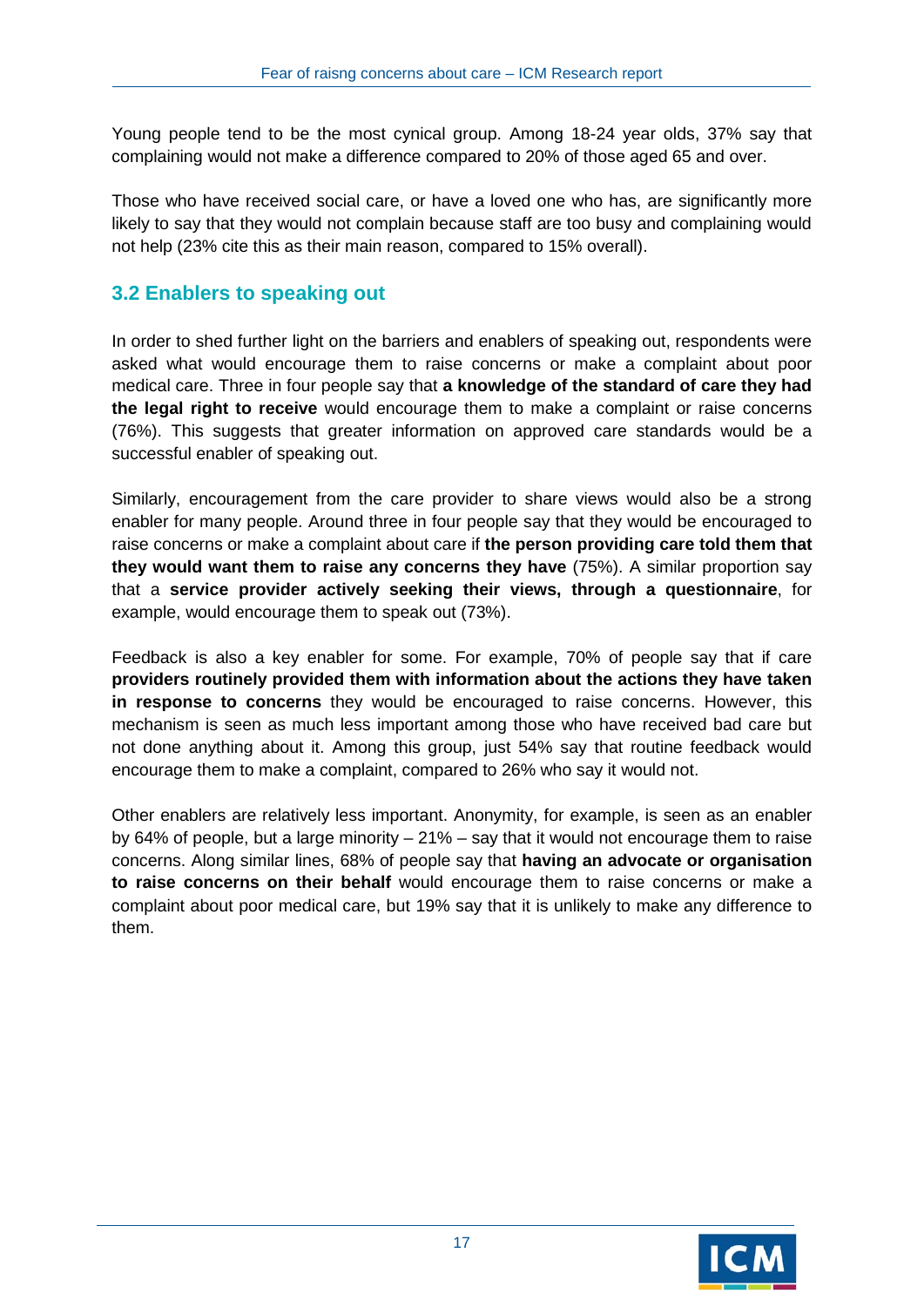Young people tend to be the most cynical group. Among 18-24 year olds, 37% say that complaining would not make a difference compared to 20% of those aged 65 and over.

Those who have received social care, or have a loved one who has, are significantly more likely to say that they would not complain because staff are too busy and complaining would not help (23% cite this as their main reason, compared to 15% overall).

## 3.2 Enablers to speaking out

In order to shed further light on the barriers and enablers of speaking out, respondents were asked what would encourage them to raise concerns or make a complaint about poor medical care. Three in four people say that **a knowledge of the standard of care they had the legal right to receive** would encourage them to make a complaint or raise concerns (76%). This suggests that greater information on approved care standards would be a successful enabler of speaking out.

Similarly, encouragement from the care provider to share views would also be a strong enabler for many people. Around three in four people say that they would be encouraged to raise concerns or make a complaint about care if **the person providing care told them that they would want them to raise any concerns they have** (75%). A similar proportion say that a **service provider actively seeking their views, through a questionnaire**, for example, would encourage them to speak out (73%).

Feedback is also a key enabler for some. For example, 70% of people say that if care **providers routinely provided them with information about the actions they have taken in response to concerns** they would be encouraged to raise concerns. However, this mechanism is seen as much less important among those who have received bad care but not done anything about it. Among this group, just 54% say that routine feedback would encourage them to make a complaint, compared to 26% who say it would not.

Other enablers are relatively less important. Anonymity, for example, is seen as an enabler by 64% of people, but a large minority – 21% – say that it would not encourage them to raise concerns. Along similar lines, 68% of people say that **having an advocate or organisation to raise concerns on their behalf** would encourage them to raise concerns or make a complaint about poor medical care, but 19% say that it is unlikely to make any difference to them.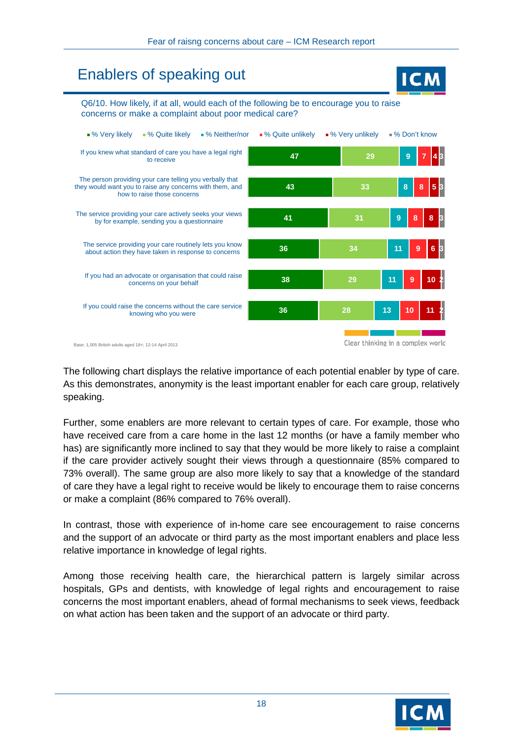## Enablers of speaking out

Q6/10. How likely, if at all, would each of the following be to encourage you to raise concerns or make a complaint about poor medical care?

| | % Very likely | % Quite likely | % Neither/nor | % Quite unlikely | % Very unlikely | % Don't know |
|---|---|---|---|---|---|---|
| If you knew what standard of care you have a legal right to receive | 47 | 29 | 9 | 7 | 4 | 3 |
| The person providing your care telling you verbally that they would want you to raise any concerns with them, and how to raise those concerns | 43 | 33 | 8 | 8 | 5 | 3 |
| The service providing your care actively seeks your views by for example, sending you a questionnaire | 41 | 31 | 9 | 8 | 8 | 3 |
| The service providing your care routinely lets you know about action they have taken in response to concerns | 36 | 34 | 11 | 9 | 6 | 3 |
| If you had an advocate or organisation that could raise concerns on your behalf | 38 | 29 | 11 | 9 | 10 | 2 |
| If you could raise the concerns without the care service knowing who you were | 36 | 28 | 13 | 10 | 11 | 2 |

Base: 1,005 British adults aged 18+; 12-14 April 2013

The following chart displays the relative importance of each potential enabler by type of care. As this demonstrates, anonymity is the least important enabler for each care group, relatively speaking.

Further, some enablers are more relevant to certain types of care. For example, those who have received care from a care home in the last 12 months (or have a family member who has) are significantly more inclined to say that they would be more likely to raise a complaint if the care provider actively sought their views through a questionnaire (85% compared to 73% overall). The same group are also more likely to say that a knowledge of the standard of care they have a legal right to receive would be likely to encourage them to raise concerns or make a complaint (86% compared to 76% overall).

In contrast, those with experience of in-home care see encouragement to raise concerns and the support of an advocate or third party as the most important enablers and place less relative importance in knowledge of legal rights.

Among those receiving health care, the hierarchical pattern is largely similar across hospitals, GPs and dentists, with knowledge of legal rights and encouragement to raise concerns the most important enablers, ahead of formal mechanisms to seek views, feedback on what action has been taken and the support of an advocate or third party.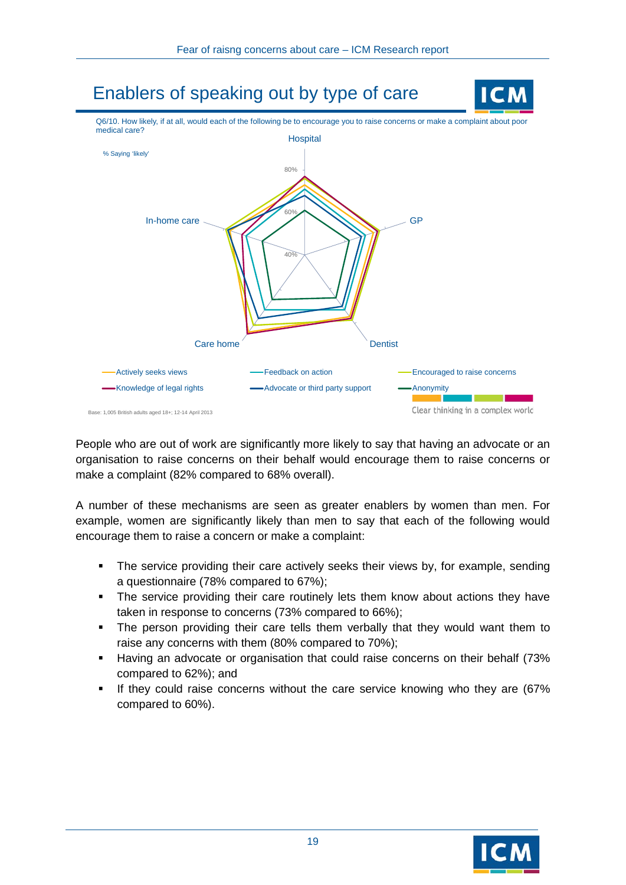## Enablers of speaking out by type of care

Q6/10. How likely, if at all, would each of the following be to encourage you to raise concerns or make a complaint about poor medical care?

% Saying 'likely'

Hospital

GP

Dentist

Care home

In-home care

80%

60%

40%

Actively seeks views

Feedback on action

Encouraged to raise concerns

Knowledge of legal rights

Advocate or third party support

Anonymity

Base: 1,005 British adults aged 18+; 12-14 April 2013

People who are out of work are significantly more likely to say that having an advocate or an organisation to raise concerns on their behalf would encourage them to raise concerns or make a complaint (82% compared to 68% overall).

A number of these mechanisms are seen as greater enablers by women than men. For example, women are significantly likely than men to say that each of the following would encourage them to raise a concern or make a complaint:

- The service providing their care actively seeks their views by, for example, sending a questionnaire (78% compared to 67%);
- The service providing their care routinely lets them know about actions they have taken in response to concerns (73% compared to 66%);
- The person providing their care tells them verbally that they would want them to raise any concerns with them (80% compared to 70%);
- Having an advocate or organisation that could raise concerns on their behalf (73% compared to 62%); and
- If they could raise concerns without the care service knowing who they are (67% compared to 60%).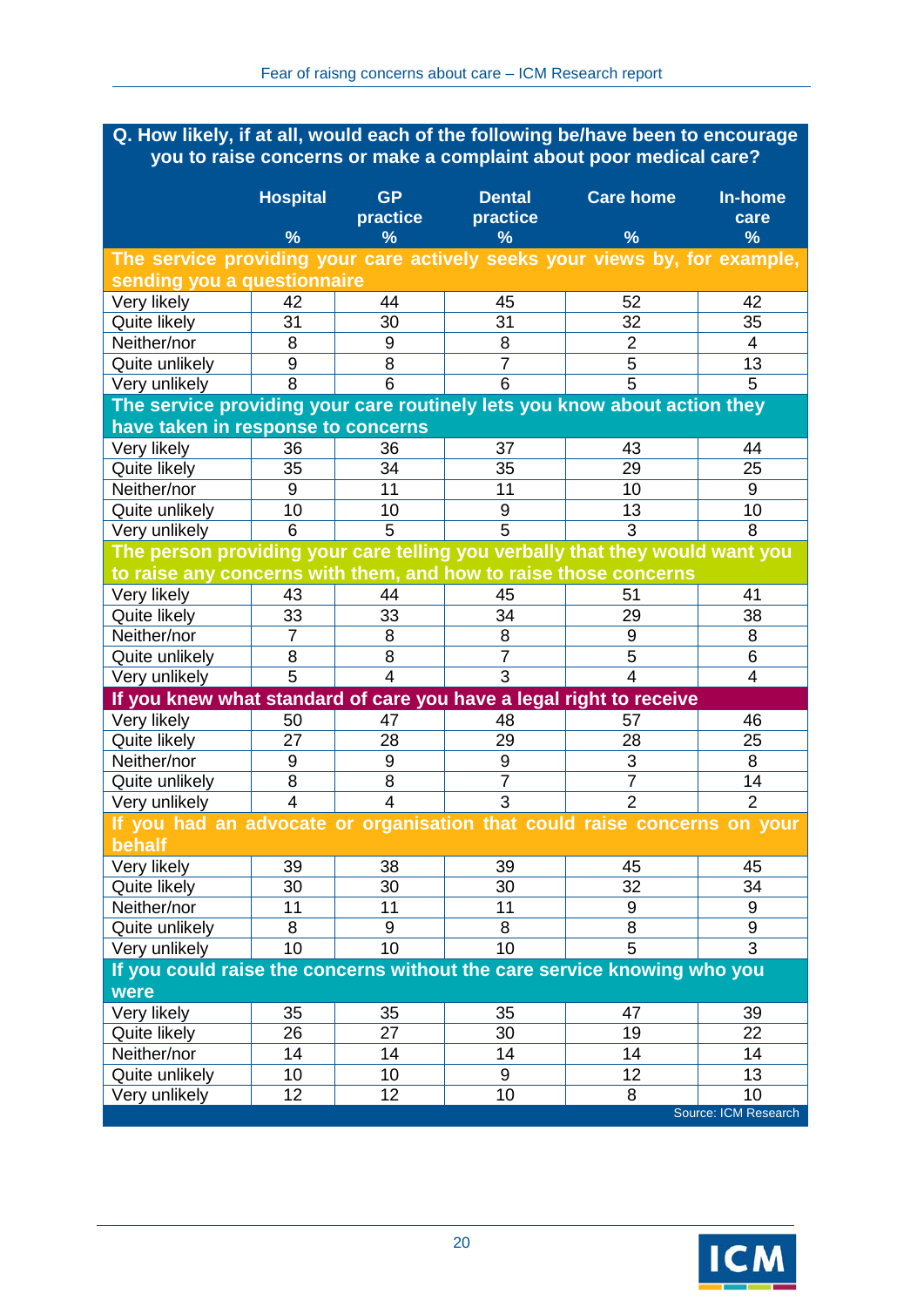**Q. How likely, if at all, would each of the following be/have been to encourage you to raise concerns or make a complaint about poor medical care?**

| | Hospital % | GP practice % | Dental practice % | Care home % | In-home care % |
|---|---|---|---|---|---|
| **The service providing your care actively seeks your views by, for example, sending you a questionnaire** | | | | | |
| Very likely | 42 | 44 | 45 | 52 | 42 |
| Quite likely | 31 | 30 | 31 | 32 | 35 |
| Neither/nor | 8 | 9 | 8 | 2 | 4 |
| Quite unlikely | 9 | 8 | 7 | 5 | 13 |
| Very unlikely | 8 | 6 | 6 | 5 | 5 |
| **The service providing your care routinely lets you know about action they have taken in response to concerns** | | | | | |
| Very likely | 36 | 36 | 37 | 43 | 44 |
| Quite likely | 35 | 34 | 35 | 29 | 25 |
| Neither/nor | 9 | 11 | 11 | 10 | 9 |
| Quite unlikely | 10 | 10 | 9 | 13 | 10 |
| Very unlikely | 6 | 5 | 5 | 3 | 8 |
| **The person providing your care telling you verbally that they would want you to raise any concerns with them, and how to raise those concerns** | | | | | |
| Very likely | 43 | 44 | 45 | 51 | 41 |
| Quite likely | 33 | 33 | 34 | 29 | 38 |
| Neither/nor | 7 | 8 | 8 | 9 | 8 |
| Quite unlikely | 8 | 8 | 7 | 5 | 6 |
| Very unlikely | 5 | 4 | 3 | 4 | 4 |
| **If you knew what standard of care you have a legal right to receive** | | | | | |
| Very likely | 50 | 47 | 48 | 57 | 46 |
| Quite likely | 27 | 28 | 29 | 28 | 25 |
| Neither/nor | 9 | 9 | 9 | 3 | 8 |
| Quite unlikely | 8 | 8 | 7 | 7 | 14 |
| Very unlikely | 4 | 4 | 3 | 2 | 2 |
| **If you had an advocate or organisation that could raise concerns on your behalf** | | | | | |
| Very likely | 39 | 38 | 39 | 45 | 45 |
| Quite likely | 30 | 30 | 30 | 32 | 34 |
| Neither/nor | 11 | 11 | 11 | 9 | 9 |
| Quite unlikely | 8 | 9 | 8 | 8 | 9 |
| Very unlikely | 10 | 10 | 10 | 5 | 3 |
| **If you could raise the concerns without the care service knowing who you were** | | | | | |
| Very likely | 35 | 35 | 35 | 47 | 39 |
| Quite likely | 26 | 27 | 30 | 19 | 22 |
| Neither/nor | 14 | 14 | 14 | 14 | 14 |
| Quite unlikely | 10 | 10 | 9 | 12 | 13 |
| Very unlikely | 12 | 12 | 10 | 8 | 10 |

Source: ICM Research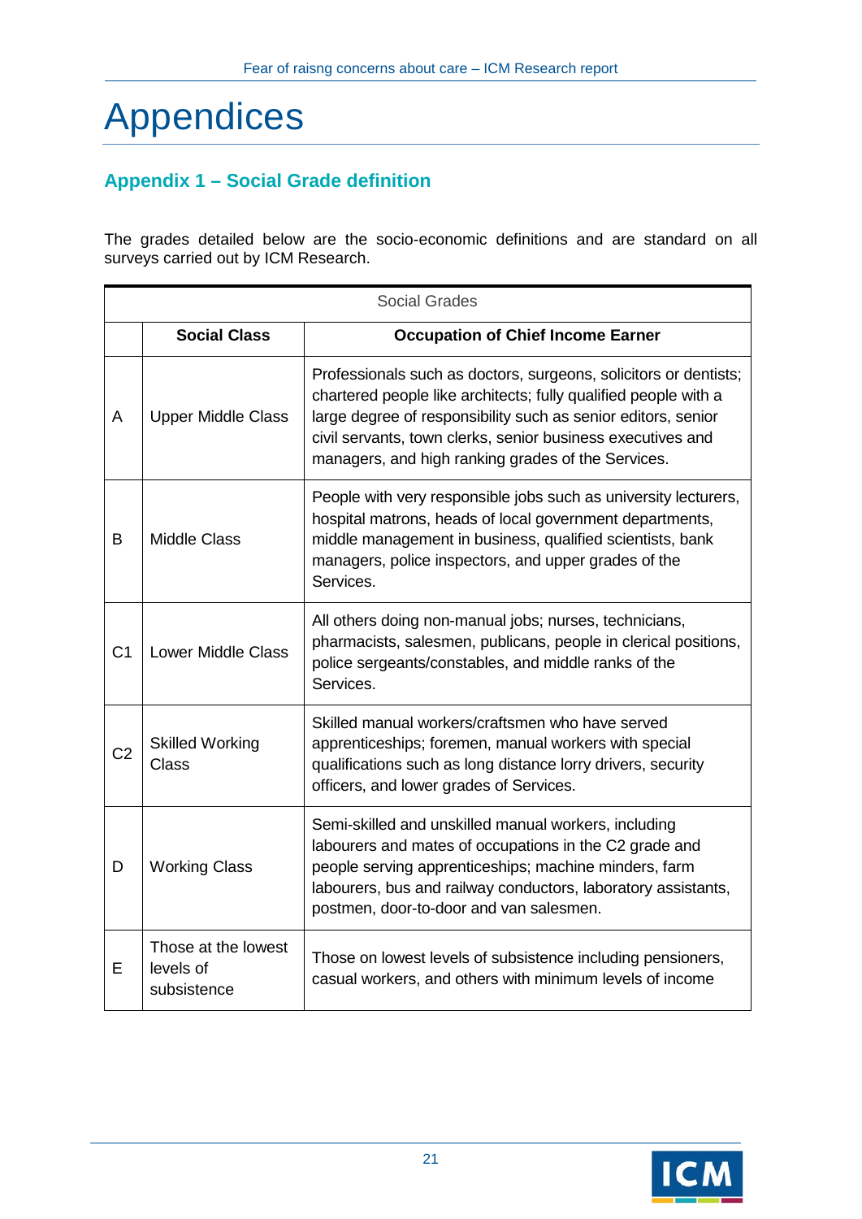# Appendices

## Appendix 1 – Social Grade definition

The grades detailed below are the socio-economic definitions and are standard on all surveys carried out by ICM Research.

| Social Grades | | |
|---|---|---|
| | **Social Class** | **Occupation of Chief Income Earner** |
| A | Upper Middle Class | Professionals such as doctors, surgeons, solicitors or dentists; chartered people like architects; fully qualified people with a large degree of responsibility such as senior editors, senior civil servants, town clerks, senior business executives and managers, and high ranking grades of the Services. |
| B | Middle Class | People with very responsible jobs such as university lecturers, hospital matrons, heads of local government departments, middle management in business, qualified scientists, bank managers, police inspectors, and upper grades of the Services. |
| C1 | Lower Middle Class | All others doing non-manual jobs; nurses, technicians, pharmacists, salesmen, publicans, people in clerical positions, police sergeants/constables, and middle ranks of the Services. |
| C2 | Skilled Working Class | Skilled manual workers/craftsmen who have served apprenticeships; foremen, manual workers with special qualifications such as long distance lorry drivers, security officers, and lower grades of Services. |
| D | Working Class | Semi-skilled and unskilled manual workers, including labourers and mates of occupations in the C2 grade and people serving apprenticeships; machine minders, farm labourers, bus and railway conductors, laboratory assistants, postmen, door-to-door and van salesmen. |
| E | Those at the lowest levels of subsistence | Those on lowest levels of subsistence including pensioners, casual workers, and others with minimum levels of income |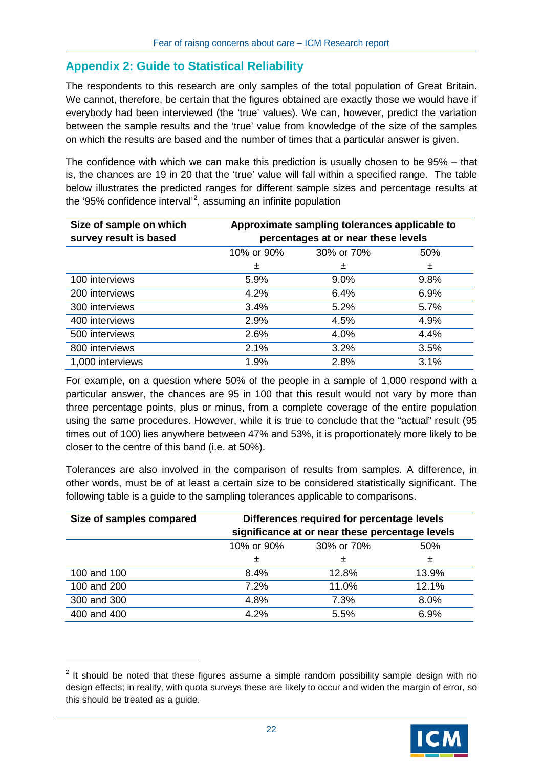## Appendix 2: Guide to Statistical Reliability

The respondents to this research are only samples of the total population of Great Britain. We cannot, therefore, be certain that the figures obtained are exactly those we would have if everybody had been interviewed (the 'true' values). We can, however, predict the variation between the sample results and the 'true' value from knowledge of the size of the samples on which the results are based and the number of times that a particular answer is given.

The confidence with which we can make this prediction is usually chosen to be 95% – that is, the chances are 19 in 20 that the 'true' value will fall within a specified range. The table below illustrates the predicted ranges for different sample sizes and percentage results at the '95% confidence interval'[2], assuming an infinite population

| Size of sample on which survey result is based | Approximate sampling tolerances applicable to percentages at or near these levels | | |
|---|---|---|---|
| | 10% or 90% | 30% or 70% | 50% |
| | ± | ± | ± |
| 100 interviews | 5.9% | 9.0% | 9.8% |
| 200 interviews | 4.2% | 6.4% | 6.9% |
| 300 interviews | 3.4% | 5.2% | 5.7% |
| 400 interviews | 2.9% | 4.5% | 4.9% |
| 500 interviews | 2.6% | 4.0% | 4.4% |
| 800 interviews | 2.1% | 3.2% | 3.5% |
| 1,000 interviews | 1.9% | 2.8% | 3.1% |

For example, on a question where 50% of the people in a sample of 1,000 respond with a particular answer, the chances are 95 in 100 that this result would not vary by more than three percentage points, plus or minus, from a complete coverage of the entire population using the same procedures. However, while it is true to conclude that the "actual" result (95 times out of 100) lies anywhere between 47% and 53%, it is proportionately more likely to be closer to the centre of this band (i.e. at 50%).

Tolerances are also involved in the comparison of results from samples. A difference, in other words, must be of at least a certain size to be considered statistically significant. The following table is a guide to the sampling tolerances applicable to comparisons.

| Size of samples compared | Differences required for percentage levels significance at or near these percentage levels | | |
|---|---|---|---|
| | 10% or 90% | 30% or 70% | 50% |
| | ± | ± | ± |
| 100 and 100 | 8.4% | 12.8% | 13.9% |
| 100 and 200 | 7.2% | 11.0% | 12.1% |
| 300 and 300 | 4.8% | 7.3% | 8.0% |
| 400 and 400 | 4.2% | 5.5% | 6.9% |

[2] It should be noted that these figures assume a simple random possibility sample design with no design effects; in reality, with quota surveys these are likely to occur and widen the margin of error, so this should be treated as a guide.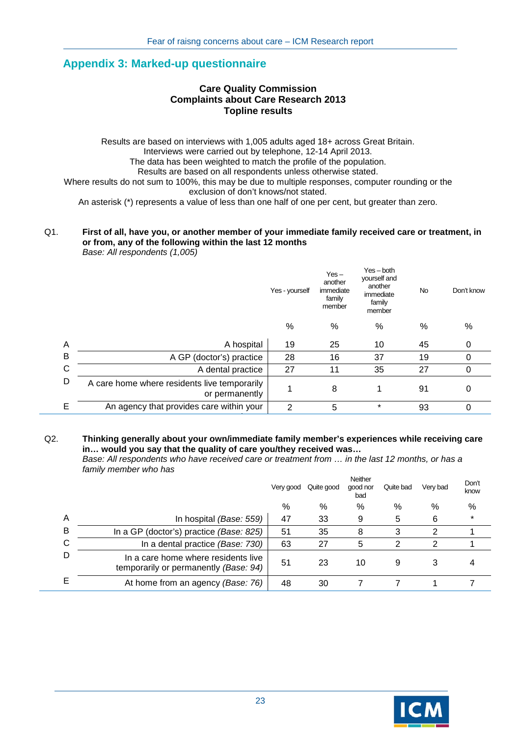## Appendix 3: Marked-up questionnaire

**Care Quality Commission**
**Complaints about Care Research 2013**
**Topline results**

Results are based on interviews with 1,005 adults aged 18+ across Great Britain.
Interviews were carried out by telephone, 12-14 April 2013.
The data has been weighted to match the profile of the population.
Results are based on all respondents unless otherwise stated.
Where results do not sum to 100%, this may be due to multiple responses, computer rounding or the exclusion of don't knows/not stated.
An asterisk (*) represents a value of less than one half of one per cent, but greater than zero.

Q1. **First of all, have you, or another member of your immediate family received care or treatment, in or from, any of the following within the last 12 months**
*Base: All respondents (1,005)*

| | | Yes - yourself | Yes – another immediate family member | Yes – both yourself and another immediate family member | No | Don't know |
|---|---|---|---|---|---|---|
| | | % | % | % | % | % |
| A | A hospital | 19 | 25 | 10 | 45 | 0 |
| B | A GP (doctor's) practice | 28 | 16 | 37 | 19 | 0 |
| C | A dental practice | 27 | 11 | 35 | 27 | 0 |
| D | A care home where residents live temporarily or permanently | 1 | 8 | 1 | 91 | 0 |
| E | An agency that provides care within your | 2 | 5 | * | 93 | 0 |

Q2. **Thinking generally about your own/immediate family member's experiences while receiving care in… would you say that the quality of care you/they received was…**
*Base: All respondents who have received care or treatment from … in the last 12 months, or has a family member who has*

| | | Very good | Quite good | Neither good nor bad | Quite bad | Very bad | Don't know |
|---|---|---|---|---|---|---|---|
| | | % | % | % | % | % | % |
| A | In hospital *(Base: 559)* | 47 | 33 | 9 | 5 | 6 | * |
| B | In a GP (doctor's) practice *(Base: 825)* | 51 | 35 | 8 | 3 | 2 | 1 |
| C | In a dental practice *(Base: 730)* | 63 | 27 | 5 | 2 | 2 | 1 |
| D | In a care home where residents live temporarily or permanently *(Base: 94)* | 51 | 23 | 10 | 9 | 3 | 4 |
| E | At home from an agency *(Base: 76)* | 48 | 30 | 7 | 7 | 1 | 7 |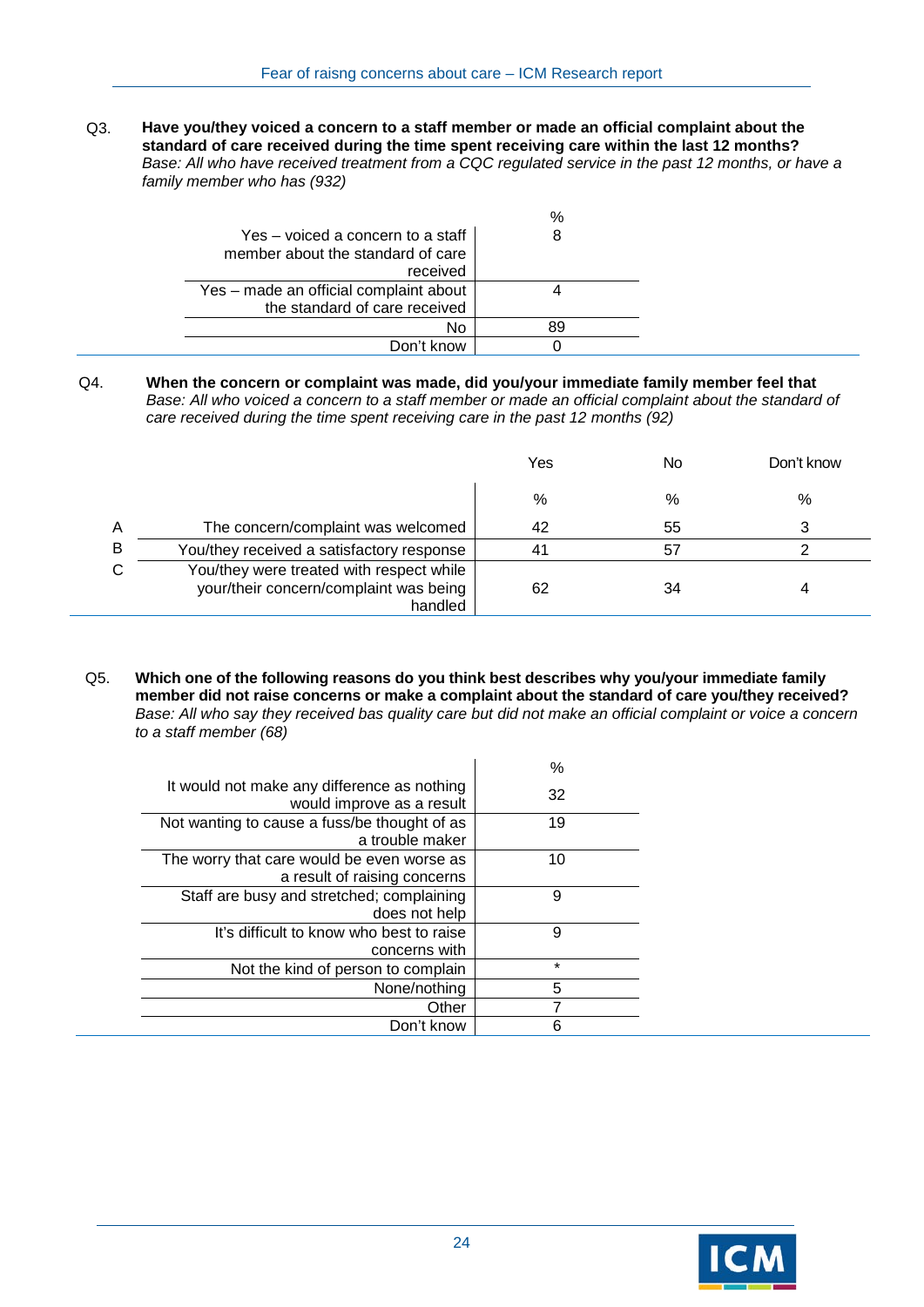Q3. **Have you/they voiced a concern to a staff member or made an official complaint about the standard of care received during the time spent receiving care within the last 12 months?**
*Base: All who have received treatment from a CQC regulated service in the past 12 months, or have a family member who has (932)*

| | % |
|---|---|
| Yes – voiced a concern to a staff member about the standard of care received | 8 |
| Yes – made an official complaint about the standard of care received | 4 |
| No | 89 |
| Don't know | 0 |

Q4. **When the concern or complaint was made, did you/your immediate family member feel that**
*Base: All who voiced a concern to a staff member or made an official complaint about the standard of care received during the time spent receiving care in the past 12 months (92)*

| | | Yes | No | Don't know |
|---|---|---|---|---|
| | | % | % | % |
| A | The concern/complaint was welcomed | 42 | 55 | 3 |
| B | You/they received a satisfactory response | 41 | 57 | 2 |
| C | You/they were treated with respect while your/their concern/complaint was being handled | 62 | 34 | 4 |

Q5. **Which one of the following reasons do you think best describes why you/your immediate family member did not raise concerns or make a complaint about the standard of care you/they received?**
*Base: All who say they received bas quality care but did not make an official complaint or voice a concern to a staff member (68)*

| | % |
|---|---|
| It would not make any difference as nothing would improve as a result | 32 |
| Not wanting to cause a fuss/be thought of as a trouble maker | 19 |
| The worry that care would be even worse as a result of raising concerns | 10 |
| Staff are busy and stretched; complaining does not help | 9 |
| It's difficult to know who best to raise concerns with | 9 |
| Not the kind of person to complain | * |
| None/nothing | 5 |
| Other | 7 |
| Don't know | 6 |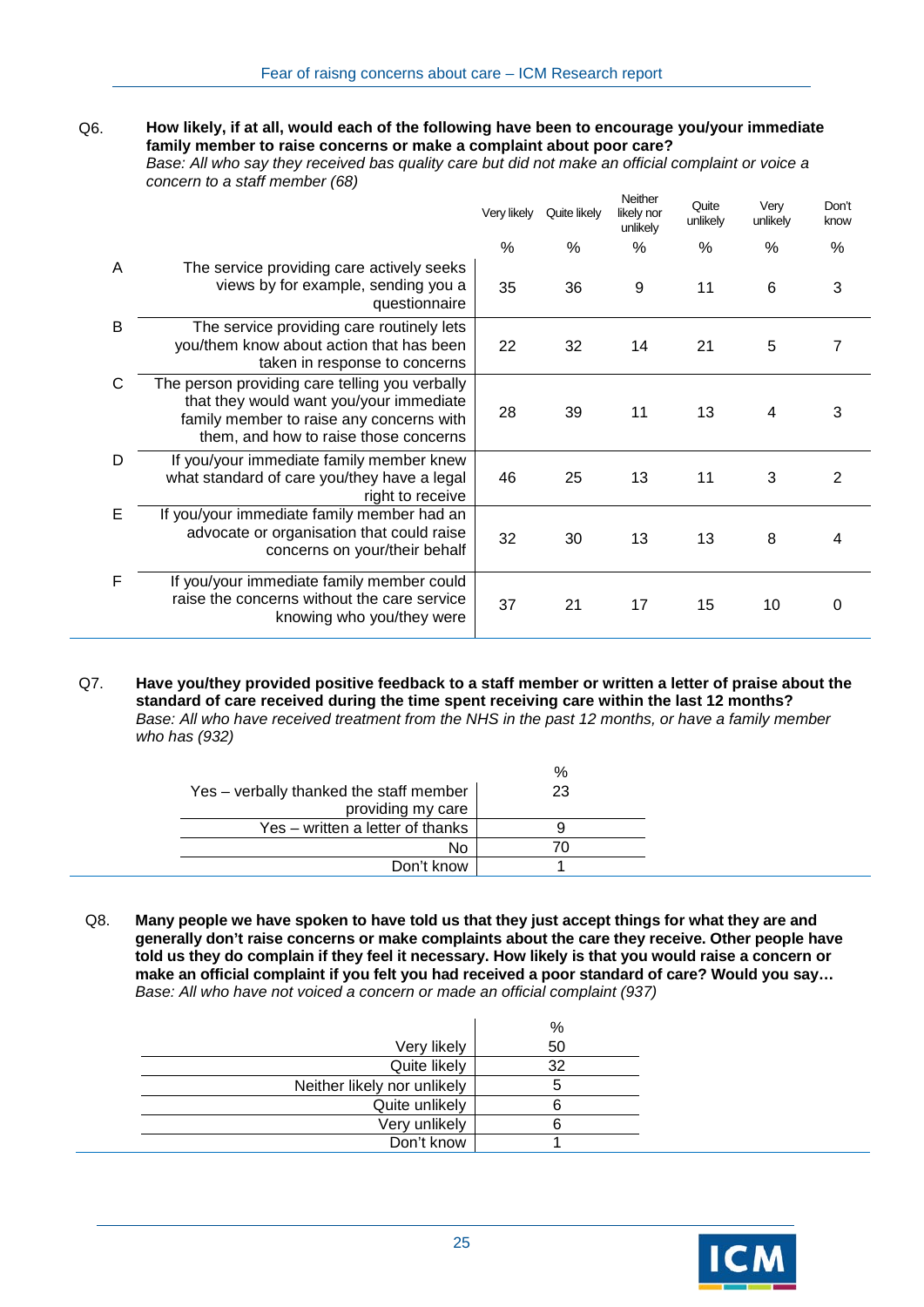Q6. **How likely, if at all, would each of the following have been to encourage you/your immediate family member to raise concerns or make a complaint about poor care?**
*Base: All who say they received bas quality care but did not make an official complaint or voice a concern to a staff member (68)*

| | | Very likely | Quite likely | Neither likely nor unlikely | Quite unlikely | Very unlikely | Don't know |
|---|---|---|---|---|---|---|---|
| | | % | % | % | % | % | % |
| A | The service providing care actively seeks views by for example, sending you a questionnaire | 35 | 36 | 9 | 11 | 6 | 3 |
| B | The service providing care routinely lets you/them know about action that has been taken in response to concerns | 22 | 32 | 14 | 21 | 5 | 7 |
| C | The person providing care telling you verbally that they would want you/your immediate family member to raise any concerns with them, and how to raise those concerns | 28 | 39 | 11 | 13 | 4 | 3 |
| D | If you/your immediate family member knew what standard of care you/they have a legal right to receive | 46 | 25 | 13 | 11 | 3 | 2 |
| E | If you/your immediate family member had an advocate or organisation that could raise concerns on your/their behalf | 32 | 30 | 13 | 13 | 8 | 4 |
| F | If you/your immediate family member could raise the concerns without the care service knowing who you/they were | 37 | 21 | 17 | 15 | 10 | 0 |

Q7. **Have you/they provided positive feedback to a staff member or written a letter of praise about the standard of care received during the time spent receiving care within the last 12 months?**
*Base: All who have received treatment from the NHS in the past 12 months, or have a family member who has (932)*

| | % |
|---|---|
| Yes – verbally thanked the staff member providing my care | 23 |
| Yes – written a letter of thanks | 9 |
| No | 70 |
| Don't know | 1 |

Q8. **Many people we have spoken to have told us that they just accept things for what they are and generally don't raise concerns or make complaints about the care they receive. Other people have told us they do complain if they feel it necessary. How likely is that you would raise a concern or make an official complaint if you felt you had received a poor standard of care? Would you say…**
*Base: All who have not voiced a concern or made an official complaint (937)*

| | % |
|---|---|
| Very likely | 50 |
| Quite likely | 32 |
| Neither likely nor unlikely | 5 |
| Quite unlikely | 6 |
| Very unlikely | 6 |
| Don't know | 1 |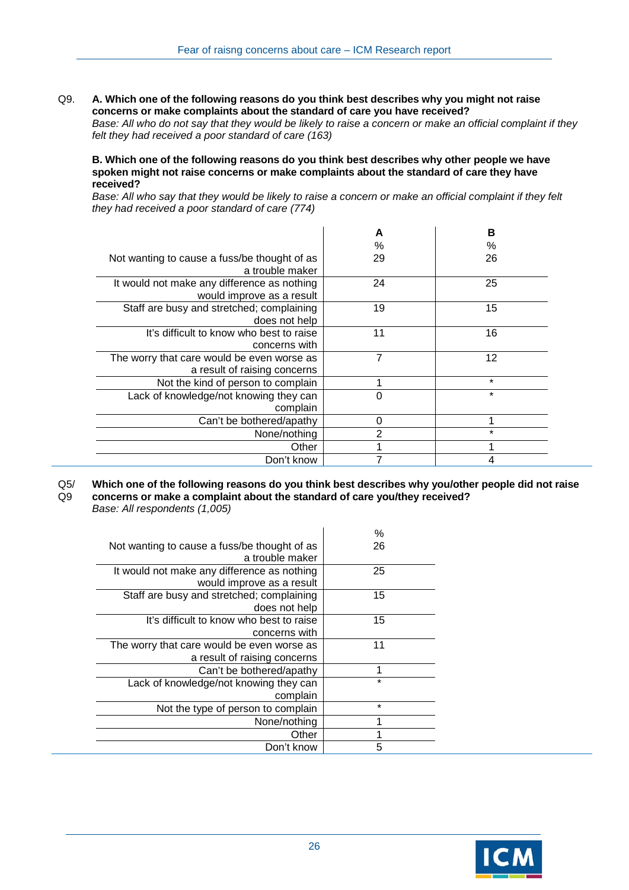Q9. **A. Which one of the following reasons do you think best describes why you might not raise concerns or make complaints about the standard of care you have received?**
*Base: All who do not say that they would be likely to raise a concern or make an official complaint if they felt they had received a poor standard of care (163)*

**B. Which one of the following reasons do you think best describes why other people we have spoken might not raise concerns or make complaints about the standard of care they have received?**
*Base: All who say that they would be likely to raise a concern or make an official complaint if they felt they had received a poor standard of care (774)*

| | A | B |
|---|---|---|
| | % | % |
| Not wanting to cause a fuss/be thought of as a trouble maker | 29 | 26 |
| It would not make any difference as nothing would improve as a result | 24 | 25 |
| Staff are busy and stretched; complaining does not help | 19 | 15 |
| It's difficult to know who best to raise concerns with | 11 | 16 |
| The worry that care would be even worse as a result of raising concerns | 7 | 12 |
| Not the kind of person to complain | 1 | * |
| Lack of knowledge/not knowing they can complain | 0 | * |
| Can't be bothered/apathy | 0 | 1 |
| None/nothing | 2 | * |
| Other | 1 | 1 |
| Don't know | 7 | 4 |

Q5/Q9 **Which one of the following reasons do you think best describes why you/other people did not raise concerns or make a complaint about the standard of care you/they received?**
*Base: All respondents (1,005)*

| | % |
|---|---|
| Not wanting to cause a fuss/be thought of as a trouble maker | 26 |
| It would not make any difference as nothing would improve as a result | 25 |
| Staff are busy and stretched; complaining does not help | 15 |
| It's difficult to know who best to raise concerns with | 15 |
| The worry that care would be even worse as a result of raising concerns | 11 |
| Can't be bothered/apathy | 1 |
| Lack of knowledge/not knowing they can complain | * |
| Not the type of person to complain | * |
| None/nothing | 1 |
| Other | 1 |
| Don't know | 5 |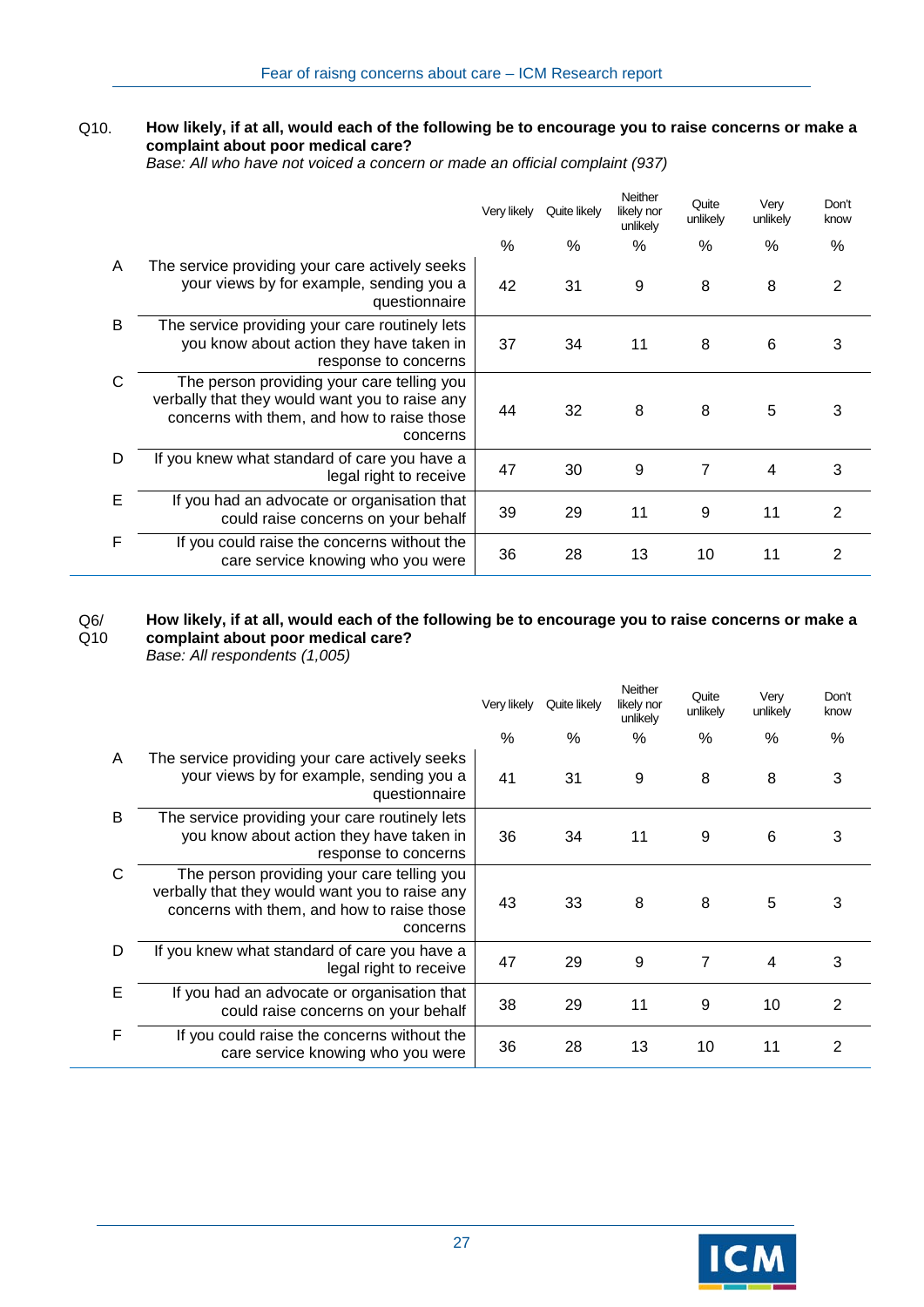Q10. **How likely, if at all, would each of the following be to encourage you to raise concerns or make a complaint about poor medical care?**
*Base: All who have not voiced a concern or made an official complaint (937)*

| | | Very likely | Quite likely | Neither likely nor unlikely | Quite unlikely | Very unlikely | Don't know |
|---|---|---|---|---|---|---|---|
| | | % | % | % | % | % | % |
| A | The service providing your care actively seeks your views by for example, sending you a questionnaire | 42 | 31 | 9 | 8 | 8 | 2 |
| B | The service providing your care routinely lets you know about action they have taken in response to concerns | 37 | 34 | 11 | 8 | 6 | 3 |
| C | The person providing your care telling you verbally that they would want you to raise any concerns with them, and how to raise those concerns | 44 | 32 | 8 | 8 | 5 | 3 |
| D | If you knew what standard of care you have a legal right to receive | 47 | 30 | 9 | 7 | 4 | 3 |
| E | If you had an advocate or organisation that could raise concerns on your behalf | 39 | 29 | 11 | 9 | 11 | 2 |
| F | If you could raise the concerns without the care service knowing who you were | 36 | 28 | 13 | 10 | 11 | 2 |

Q6/ Q10 **How likely, if at all, would each of the following be to encourage you to raise concerns or make a complaint about poor medical care?**
*Base: All respondents (1,005)*

| | | Very likely | Quite likely | Neither likely nor unlikely | Quite unlikely | Very unlikely | Don't know |
|---|---|---|---|---|---|---|---|
| | | % | % | % | % | % | % |
| A | The service providing your care actively seeks your views by for example, sending you a questionnaire | 41 | 31 | 9 | 8 | 8 | 3 |
| B | The service providing your care routinely lets you know about action they have taken in response to concerns | 36 | 34 | 11 | 9 | 6 | 3 |
| C | The person providing your care telling you verbally that they would want you to raise any concerns with them, and how to raise those concerns | 43 | 33 | 8 | 8 | 5 | 3 |
| D | If you knew what standard of care you have a legal right to receive | 47 | 29 | 9 | 7 | 4 | 3 |
| E | If you had an advocate or organisation that could raise concerns on your behalf | 38 | 29 | 11 | 9 | 10 | 2 |
| F | If you could raise the concerns without the care service knowing who you were | 36 | 28 | 13 | 10 | 11 | 2 |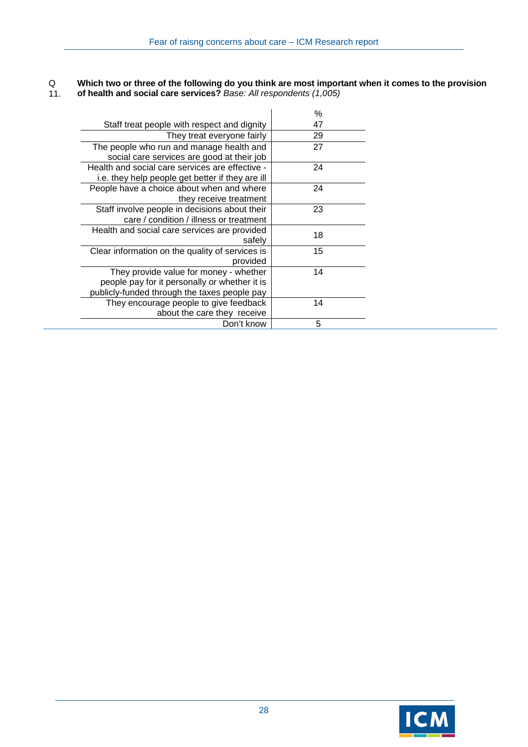**Q 11. Which two or three of the following do you think are most important when it comes to the provision of health and social care services?** *Base: All respondents (1,005)*

| | % |
|---|---|
| Staff treat people with respect and dignity | 47 |
| They treat everyone fairly | 29 |
| The people who run and manage health and social care services are good at their job | 27 |
| Health and social care services are effective - i.e. they help people get better if they are ill | 24 |
| People have a choice about when and where they receive treatment | 24 |
| Staff involve people in decisions about their care / condition / illness or treatment | 23 |
| Health and social care services are provided safely | 18 |
| Clear information on the quality of services is provided | 15 |
| They provide value for money - whether people pay for it personally or whether it is publicly-funded through the taxes people pay | 14 |
| They encourage people to give feedback about the care they receive | 14 |
| Don't know | 5 |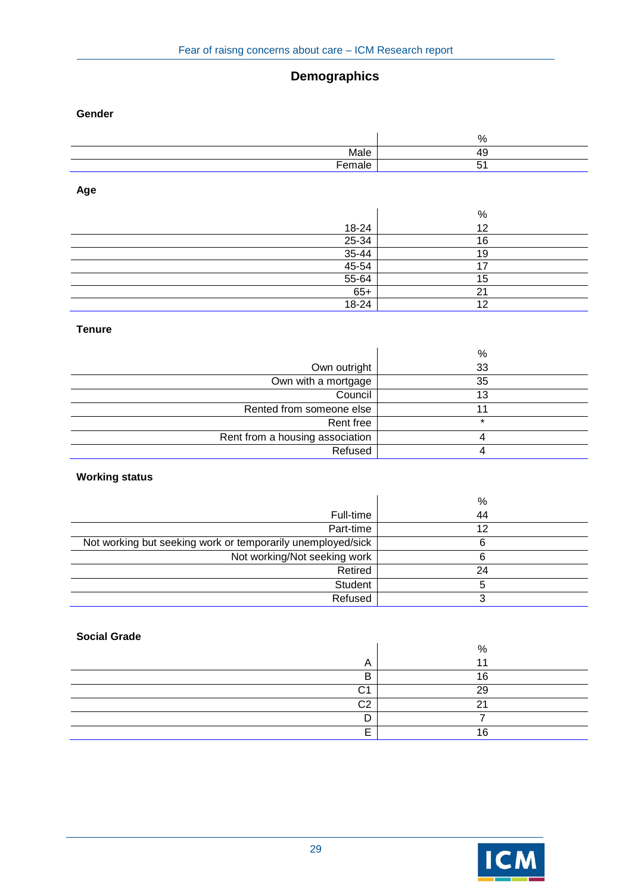# Demographics

**Gender**

| | % |
|---|---|
| Male | 49 |
| Female | 51 |

**Age**

| | % |
|---|---|
| 18-24 | 12 |
| 25-34 | 16 |
| 35-44 | 19 |
| 45-54 | 17 |
| 55-64 | 15 |
| 65+ | 21 |
| 18-24 | 12 |

**Tenure**

| | % |
|---|---|
| Own outright | 33 |
| Own with a mortgage | 35 |
| Council | 13 |
| Rented from someone else | 11 |
| Rent free | * |
| Rent from a housing association | 4 |
| Refused | 4 |

**Working status**

| | % |
|---|---|
| Full-time | 44 |
| Part-time | 12 |
| Not working but seeking work or temporarily unemployed/sick | 6 |
| Not working/Not seeking work | 6 |
| Retired | 24 |
| Student | 5 |
| Refused | 3 |

**Social Grade**

| | % |
|---|---|
| A | 11 |
| B | 16 |
| C1 | 29 |
| C2 | 21 |
| D | 7 |
| E | 16 |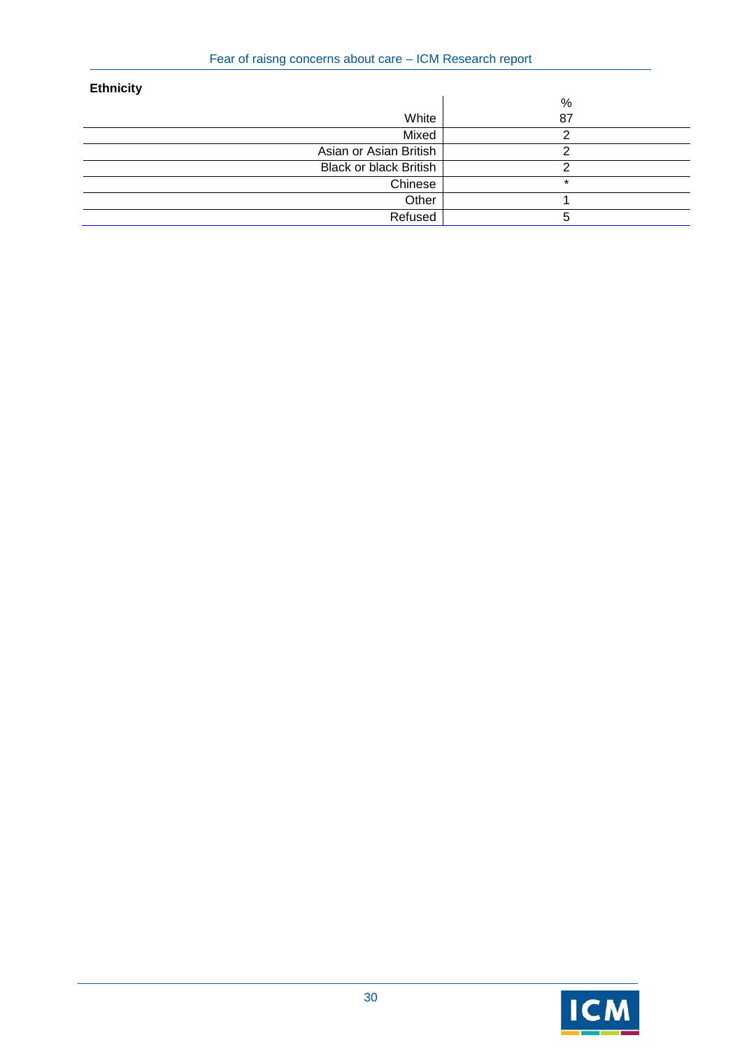**Ethnicity**

| | % |
|---|---|
| White | 87 |
| Mixed | 2 |
| Asian or Asian British | 2 |
| Black or black British | 2 |
| Chinese | * |
| Other | 1 |
| Refused | 5 |